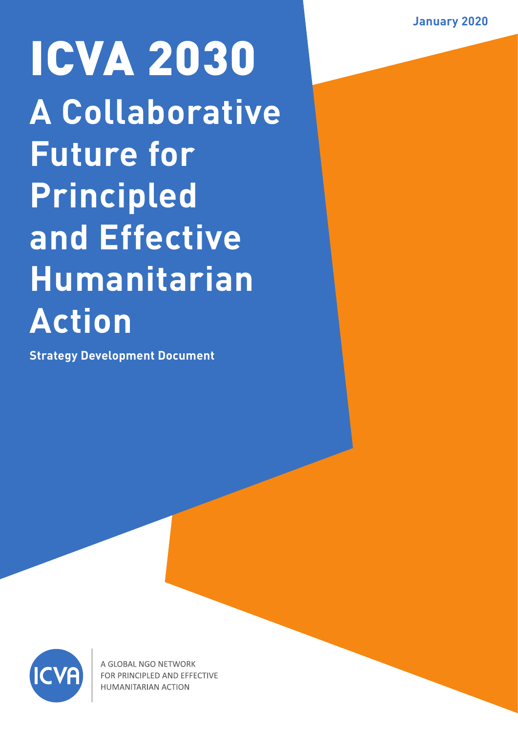January 2020

# ICVA 2030

## A Collaborative Future for Principled and Effective Humanitarian Action

**Strategy Development Document**

ICVA

A GLOBAL NGO NETWORK
FOR PRINCIPLED AND EFFECTIVE
HUMANITARIAN ACTION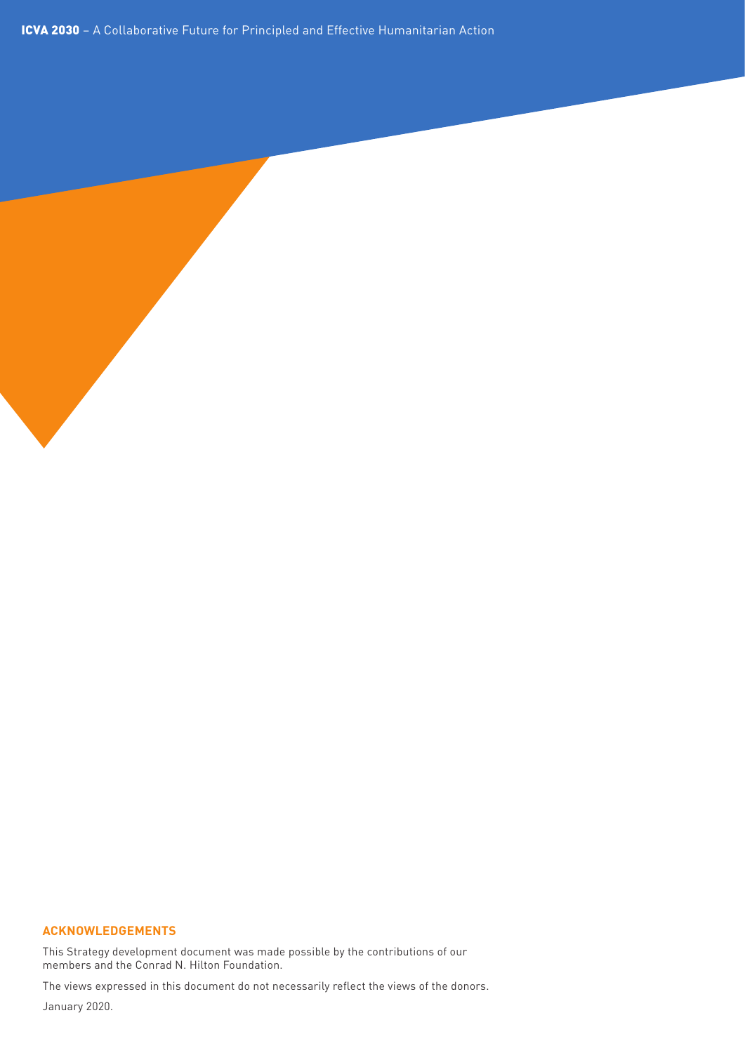## ACKNOWLEDGEMENTS

This Strategy development document was made possible by the contributions of our members and the Conrad N. Hilton Foundation.

The views expressed in this document do not necessarily reflect the views of the donors.

January 2020.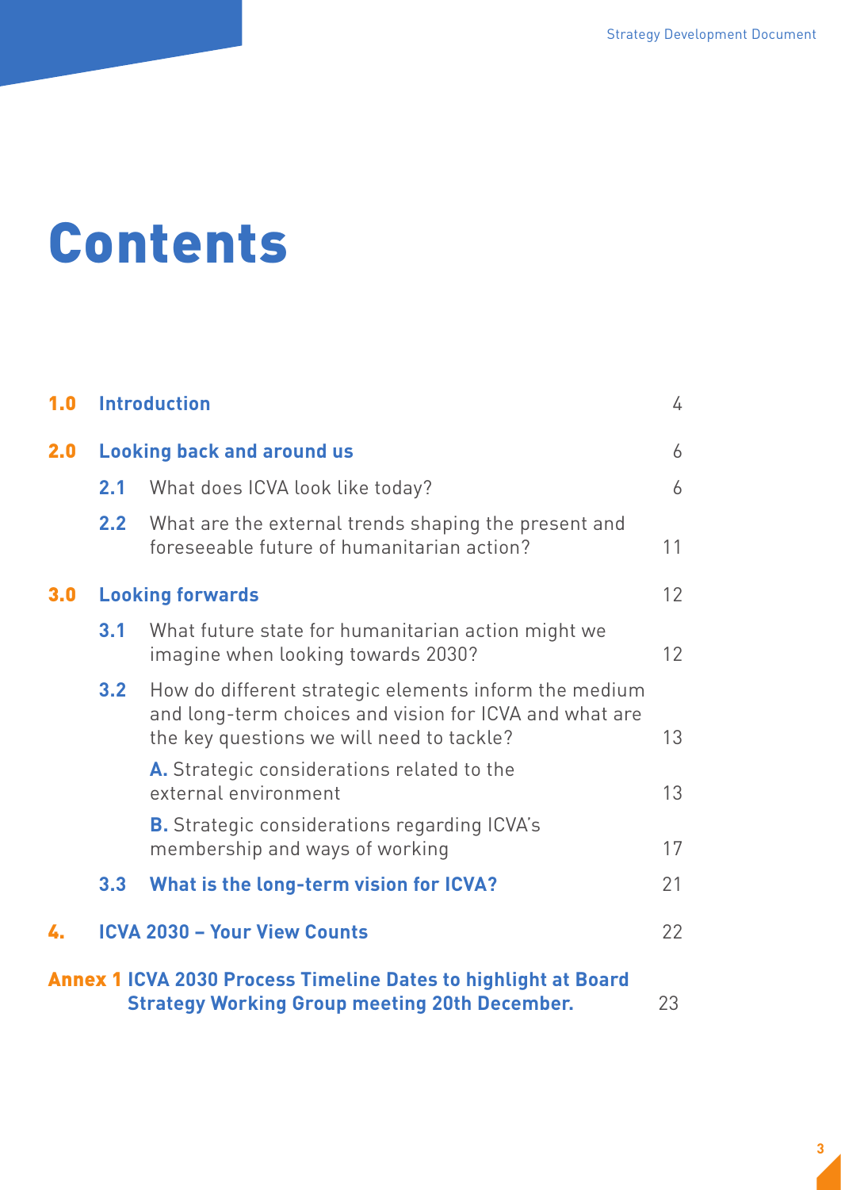# Contents

| | | | |
|---|---|---|---|
| **1.0** | **Introduction** | | 4 |
| **2.0** | **Looking back and around us** | | 6 |
| | **2.1** | What does ICVA look like today? | 6 |
| | **2.2** | What are the external trends shaping the present and foreseeable future of humanitarian action? | 11 |
| **3.0** | **Looking forwards** | | 12 |
| | **3.1** | What future state for humanitarian action might we imagine when looking towards 2030? | 12 |
| | **3.2** | How do different strategic elements inform the medium and long-term choices and vision for ICVA and what are the key questions we will need to tackle? | 13 |
| | | **A.** Strategic considerations related to the external environment | 13 |
| | | **B.** Strategic considerations regarding ICVA's membership and ways of working | 17 |
| | **3.3** | **What is the long-term vision for ICVA?** | 21 |
| **4.** | **ICVA 2030 – Your View Counts** | | 22 |
| **Annex 1** | **ICVA 2030 Process Timeline Dates to highlight at Board Strategy Working Group meeting 20th December.** | | 23 |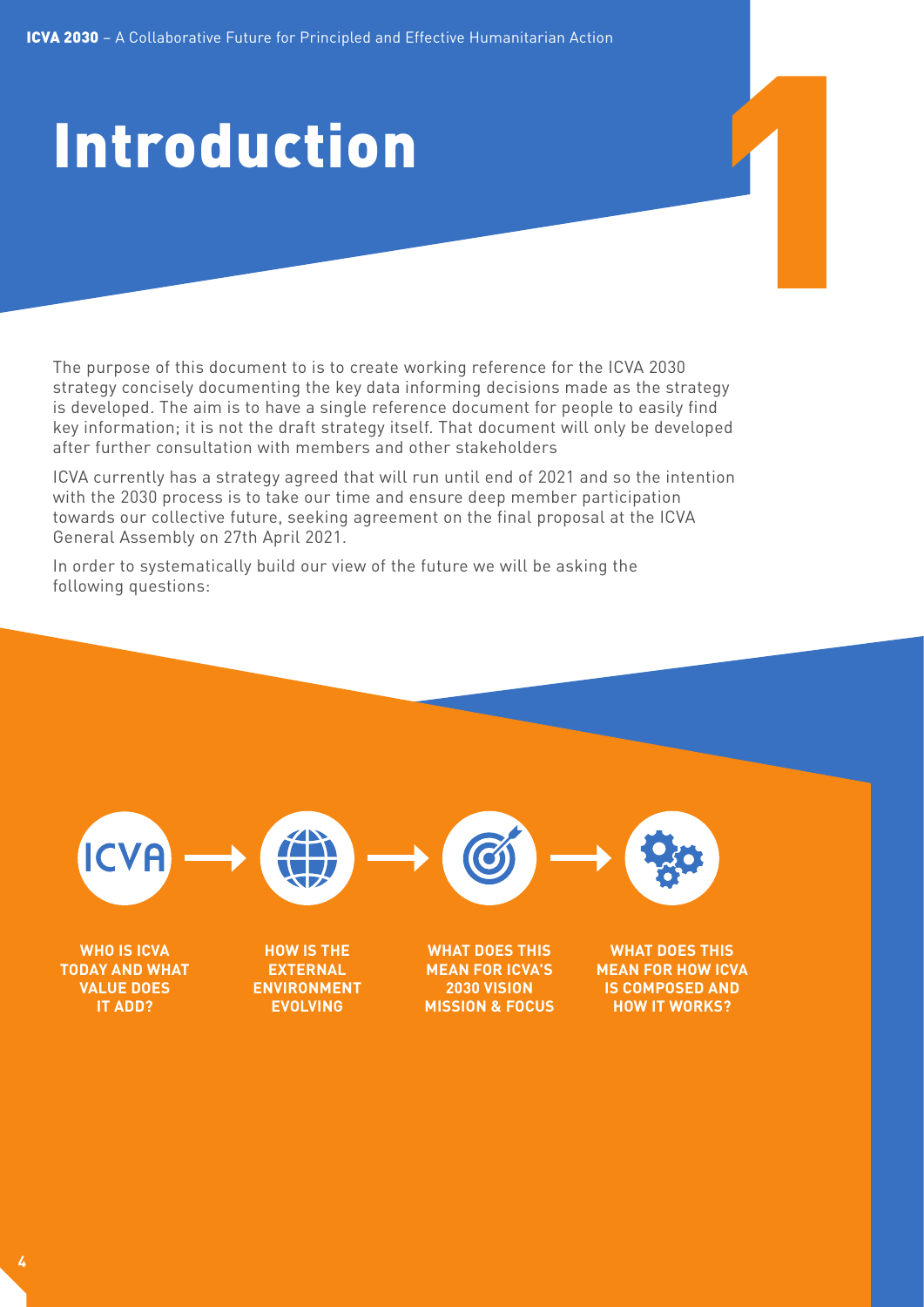# Introduction

The purpose of this document to is to create working reference for the ICVA 2030 strategy concisely documenting the key data informing decisions made as the strategy is developed. The aim is to have a single reference document for people to easily find key information; it is not the draft strategy itself. That document will only be developed after further consultation with members and other stakeholders

ICVA currently has a strategy agreed that will run until end of 2021 and so the intention with the 2030 process is to take our time and ensure deep member participation towards our collective future, seeking agreement on the final proposal at the ICVA General Assembly on 27th April 2021.

In order to systematically build our view of the future we will be asking the following questions:

**WHO IS ICVA TODAY AND WHAT VALUE DOES IT ADD?** → **HOW IS THE EXTERNAL ENVIRONMENT EVOLVING** → **WHAT DOES THIS MEAN FOR ICVA'S 2030 VISION MISSION & FOCUS** → **WHAT DOES THIS MEAN FOR HOW ICVA IS COMPOSED AND HOW IT WORKS?**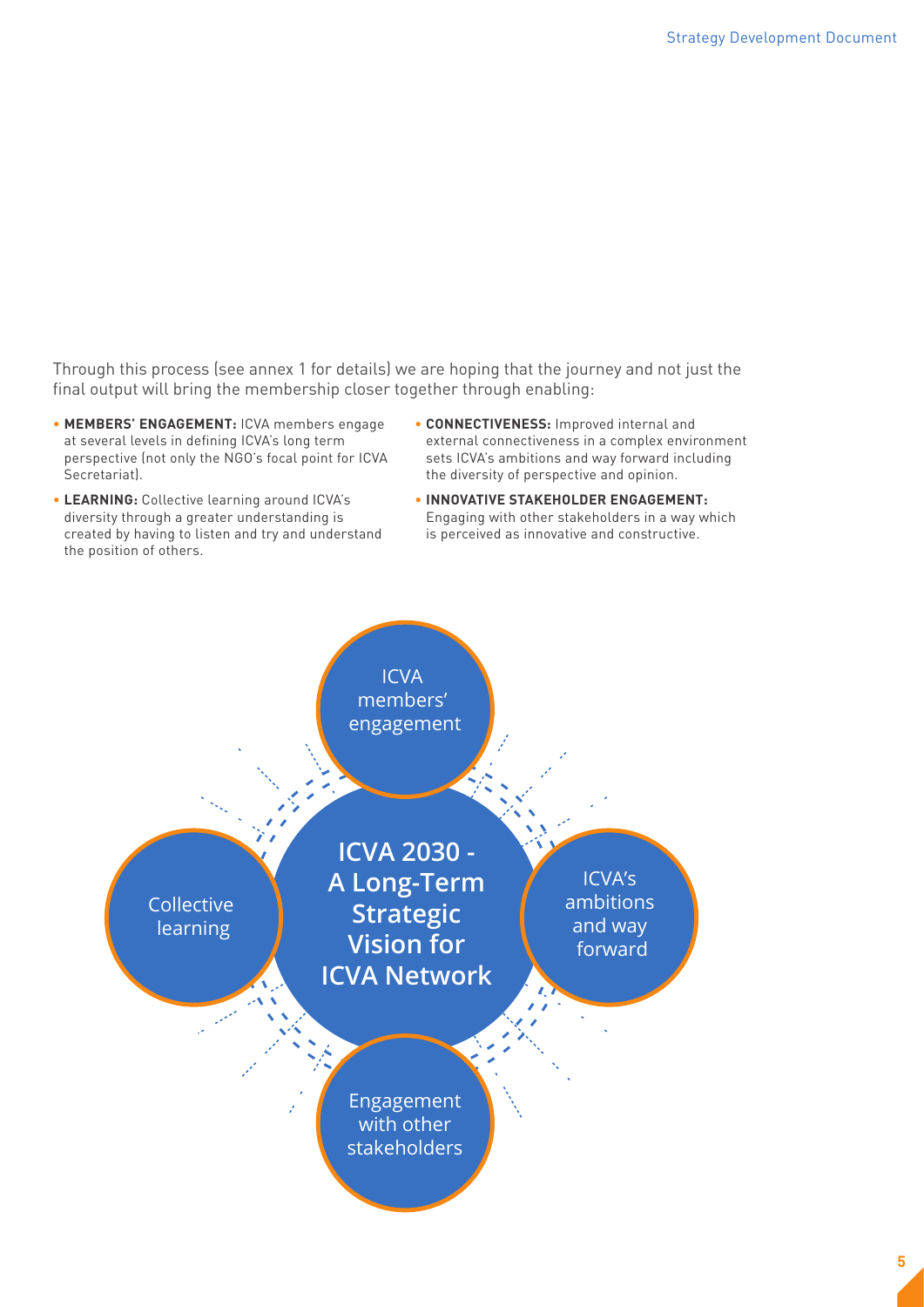Through this process (see annex 1 for details) we are hoping that the journey and not just the final output will bring the membership closer together through enabling:

- **MEMBERS' ENGAGEMENT:** ICVA members engage at several levels in defining ICVA's long term perspective (not only the NGO's focal point for ICVA Secretariat).
- **LEARNING:** Collective learning around ICVA's diversity through a greater understanding is created by having to listen and try and understand the position of others.
- **CONNECTIVENESS:** Improved internal and external connectiveness in a complex environment sets ICVA's ambitions and way forward including the diversity of perspective and opinion.
- **INNOVATIVE STAKEHOLDER ENGAGEMENT:** Engaging with other stakeholders in a way which is perceived as innovative and constructive.

**ICVA 2030 - A Long-Term Strategic Vision for ICVA Network**

- ICVA members' engagement
- ICVA's ambitions and way forward
- Engagement with other stakeholders
- Collective learning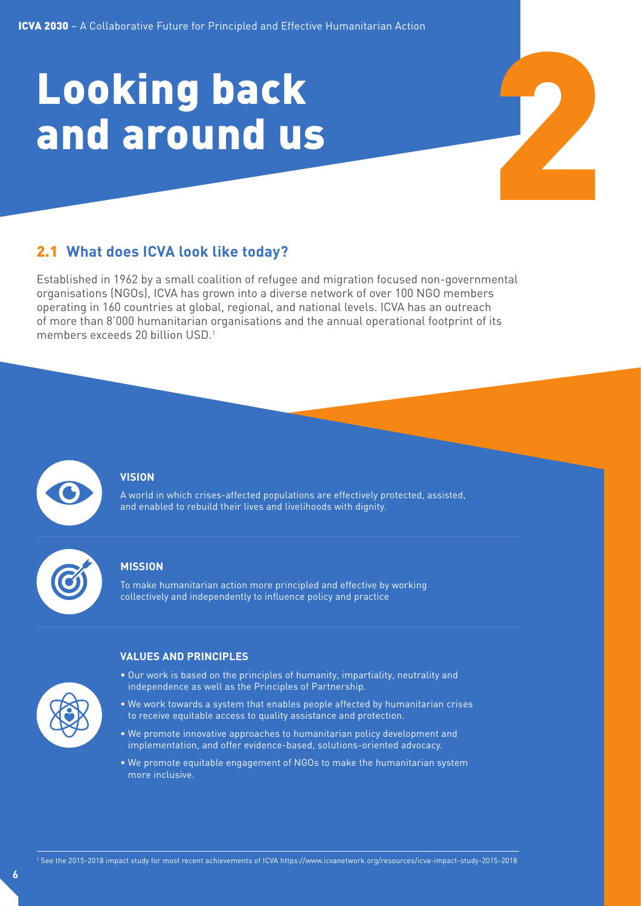# 2 Looking back and around us

## 2.1 What does ICVA look like today?

Established in 1962 by a small coalition of refugee and migration focused non-governmental organisations (NGOs), ICVA has grown into a diverse network of over 100 NGO members operating in 160 countries at global, regional, and national levels. ICVA has an outreach of more than 8'000 humanitarian organisations and the annual operational footprint of its members exceeds 20 billion USD.[1]

### VISION

A world in which crises-affected populations are effectively protected, assisted, and enabled to rebuild their lives and livelihoods with dignity.

### MISSION

To make humanitarian action more principled and effective by working collectively and independently to influence policy and practice

### VALUES AND PRINCIPLES

- Our work is based on the principles of humanity, impartiality, neutrality and independence as well as the Principles of Partnership.
- We work towards a system that enables people affected by humanitarian crises to receive equitable access to quality assistance and protection.
- We promote innovative approaches to humanitarian policy development and implementation, and offer evidence-based, solutions-oriented advocacy.
- We promote equitable engagement of NGOs to make the humanitarian system more inclusive.

[1] See the 2015-2018 impact study for most recent achievements of ICVA https://www.icvanetwork.org/resources/icva-impact-study-2015-2018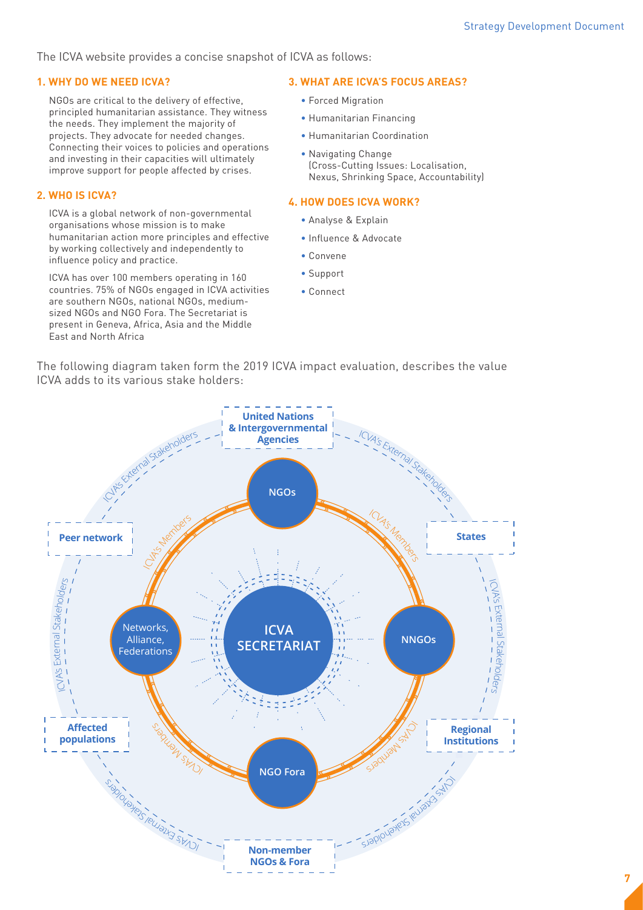The ICVA website provides a concise snapshot of ICVA as follows:

### 1. WHY DO WE NEED ICVA?

NGOs are critical to the delivery of effective, principled humanitarian assistance. They witness the needs. They implement the majority of projects. They advocate for needed changes. Connecting their voices to policies and operations and investing in their capacities will ultimately improve support for people affected by crises.

### 2. WHO IS ICVA?

ICVA is a global network of non-governmental organisations whose mission is to make humanitarian action more principles and effective by working collectively and independently to influence policy and practice.

ICVA has over 100 members operating in 160 countries. 75% of NGOs engaged in ICVA activities are southern NGOs, national NGOs, medium-sized NGOs and NGO Fora. The Secretariat is present in Geneva, Africa, Asia and the Middle East and North Africa

### 3. WHAT ARE ICVA'S FOCUS AREAS?

- Forced Migration
- Humanitarian Financing
- Humanitarian Coordination
- Navigating Change (Cross-Cutting Issues: Localisation, Nexus, Shrinking Space, Accountability)

### 4. HOW DOES ICVA WORK?

- Analyse & Explain
- Influence & Advocate
- Convene
- Support
- Connect

The following diagram taken form the 2019 ICVA impact evaluation, describes the value ICVA adds to its various stake holders:

**ICVA SECRETARIAT**

ICVA's Members: NGOs; NNGOs; NGO Fora; Networks, Alliance, Federations

ICVA's External Stakeholders: United Nations & Intergovernmental Agencies; States; Regional Institutions; Non-member NGOs & Fora; Affected populations; Peer network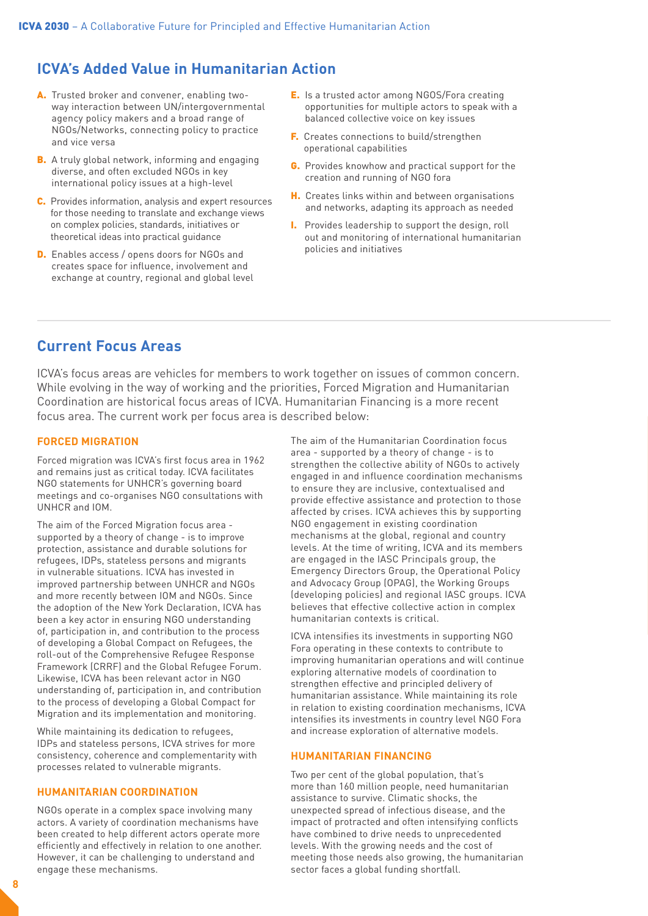## ICVA's Added Value in Humanitarian Action

- **A.** Trusted broker and convener, enabling two-way interaction between UN/intergovernmental agency policy makers and a broad range of NGOs/Networks, connecting policy to practice and vice versa
- **B.** A truly global network, informing and engaging diverse, and often excluded NGOs in key international policy issues at a high-level
- **C.** Provides information, analysis and expert resources for those needing to translate and exchange views on complex policies, standards, initiatives or theoretical ideas into practical guidance
- **D.** Enables access / opens doors for NGOs and creates space for influence, involvement and exchange at country, regional and global level
- **E.** Is a trusted actor among NGOS/Fora creating opportunities for multiple actors to speak with a balanced collective voice on key issues
- **F.** Creates connections to build/strengthen operational capabilities
- **G.** Provides knowhow and practical support for the creation and running of NGO fora
- **H.** Creates links within and between organisations and networks, adapting its approach as needed
- **I.** Provides leadership to support the design, roll out and monitoring of international humanitarian policies and initiatives

## Current Focus Areas

ICVA's focus areas are vehicles for members to work together on issues of common concern. While evolving in the way of working and the priorities, Forced Migration and Humanitarian Coordination are historical focus areas of ICVA. Humanitarian Financing is a more recent focus area. The current work per focus area is described below:

### FORCED MIGRATION

Forced migration was ICVA's first focus area in 1962 and remains just as critical today. ICVA facilitates NGO statements for UNHCR's governing board meetings and co-organises NGO consultations with UNHCR and IOM.

The aim of the Forced Migration focus area - supported by a theory of change - is to improve protection, assistance and durable solutions for refugees, IDPs, stateless persons and migrants in vulnerable situations. ICVA has invested in improved partnership between UNHCR and NGOs and more recently between IOM and NGOs. Since the adoption of the New York Declaration, ICVA has been a key actor in ensuring NGO understanding of, participation in, and contribution to the process of developing a Global Compact on Refugees, the roll-out of the Comprehensive Refugee Response Framework (CRRF) and the Global Refugee Forum. Likewise, ICVA has been relevant actor in NGO understanding of, participation in, and contribution to the process of developing a Global Compact for Migration and its implementation and monitoring.

While maintaining its dedication to refugees, IDPs and stateless persons, ICVA strives for more consistency, coherence and complementarity with processes related to vulnerable migrants.

### HUMANITARIAN COORDINATION

NGOs operate in a complex space involving many actors. A variety of coordination mechanisms have been created to help different actors operate more efficiently and effectively in relation to one another. However, it can be challenging to understand and engage these mechanisms.

The aim of the Humanitarian Coordination focus area - supported by a theory of change - is to strengthen the collective ability of NGOs to actively engaged in and influence coordination mechanisms to ensure they are inclusive, contextualised and provide effective assistance and protection to those affected by crises. ICVA achieves this by supporting NGO engagement in existing coordination mechanisms at the global, regional and country levels. At the time of writing, ICVA and its members are engaged in the IASC Principals group, the Emergency Directors Group, the Operational Policy and Advocacy Group (OPAG), the Working Groups (developing policies) and regional IASC groups. ICVA believes that effective collective action in complex humanitarian contexts is critical.

ICVA intensifies its investments in supporting NGO Fora operating in these contexts to contribute to improving humanitarian operations and will continue exploring alternative models of coordination to strengthen effective and principled delivery of humanitarian assistance. While maintaining its role in relation to existing coordination mechanisms, ICVA intensifies its investments in country level NGO Fora and increase exploration of alternative models.

### HUMANITARIAN FINANCING

Two per cent of the global population, that's more than 160 million people, need humanitarian assistance to survive. Climatic shocks, the unexpected spread of infectious disease, and the impact of protracted and often intensifying conflicts have combined to drive needs to unprecedented levels. With the growing needs and the cost of meeting those needs also growing, the humanitarian sector faces a global funding shortfall.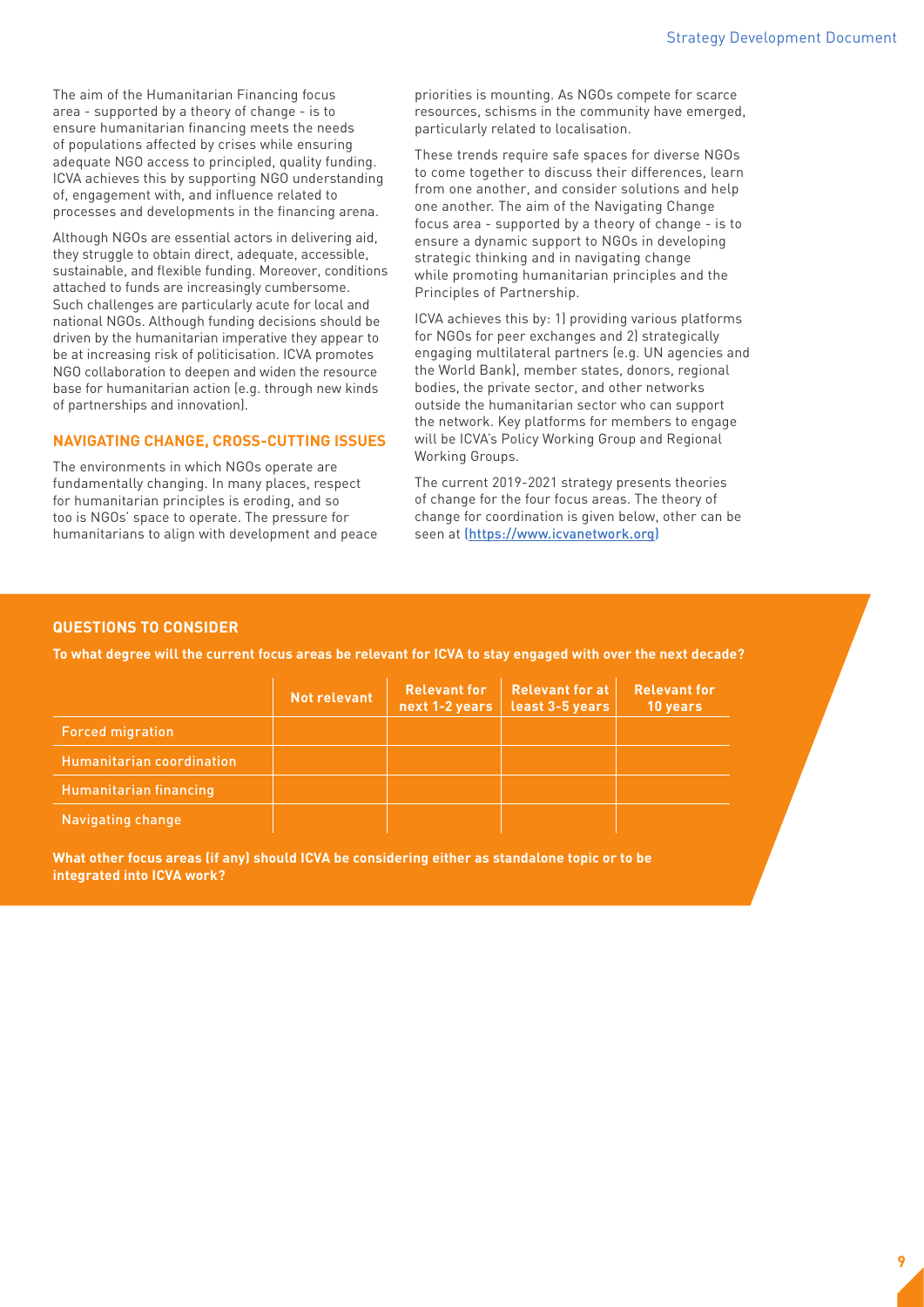The aim of the Humanitarian Financing focus area - supported by a theory of change - is to ensure humanitarian financing meets the needs of populations affected by crises while ensuring adequate NGO access to principled, quality funding. ICVA achieves this by supporting NGO understanding of, engagement with, and influence related to processes and developments in the financing arena.

Although NGOs are essential actors in delivering aid, they struggle to obtain direct, adequate, accessible, sustainable, and flexible funding. Moreover, conditions attached to funds are increasingly cumbersome. Such challenges are particularly acute for local and national NGOs. Although funding decisions should be driven by the humanitarian imperative they appear to be at increasing risk of politicisation. ICVA promotes NGO collaboration to deepen and widen the resource base for humanitarian action (e.g. through new kinds of partnerships and innovation).

## NAVIGATING CHANGE, CROSS-CUTTING ISSUES

The environments in which NGOs operate are fundamentally changing. In many places, respect for humanitarian principles is eroding, and so too is NGOs' space to operate. The pressure for humanitarians to align with development and peace priorities is mounting. As NGOs compete for scarce resources, schisms in the community have emerged, particularly related to localisation.

These trends require safe spaces for diverse NGOs to come together to discuss their differences, learn from one another, and consider solutions and help one another. The aim of the Navigating Change focus area - supported by a theory of change - is to ensure a dynamic support to NGOs in developing strategic thinking and in navigating change while promoting humanitarian principles and the Principles of Partnership.

ICVA achieves this by: 1) providing various platforms for NGOs for peer exchanges and 2) strategically engaging multilateral partners (e.g. UN agencies and the World Bank), member states, donors, regional bodies, the private sector, and other networks outside the humanitarian sector who can support the network. Key platforms for members to engage will be ICVA's Policy Working Group and Regional Working Groups.

The current 2019-2021 strategy presents theories of change for the four focus areas. The theory of change for coordination is given below, other can be seen at (https://www.icvanetwork.org)

### QUESTIONS TO CONSIDER

**To what degree will the current focus areas be relevant for ICVA to stay engaged with over the next decade?**

| | Not relevant | Relevant for next 1-2 years | Relevant for at least 3-5 years | Relevant for 10 years |
|---|---|---|---|---|
| Forced migration | | | | |
| Humanitarian coordination | | | | |
| Humanitarian financing | | | | |
| Navigating change | | | | |

**What other focus areas (if any) should ICVA be considering either as standalone topic or to be integrated into ICVA work?**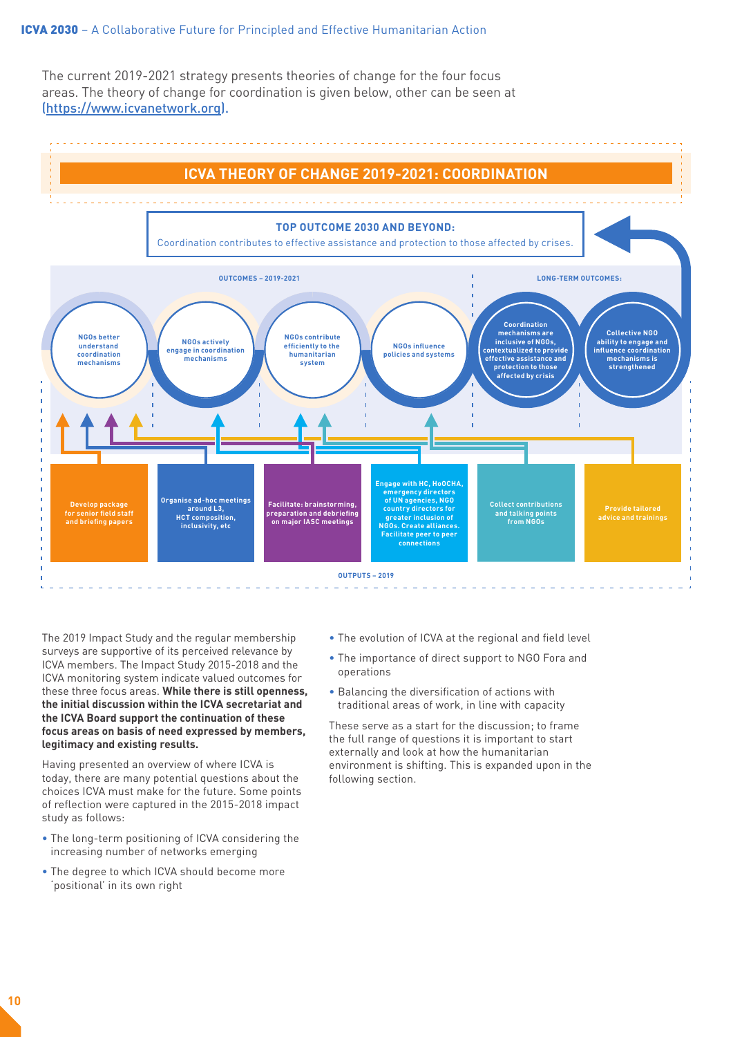The current 2019-2021 strategy presents theories of change for the four focus areas. The theory of change for coordination is given below, other can be seen at (https://www.icvanetwork.org).

## ICVA THEORY OF CHANGE 2019-2021: COORDINATION

**TOP OUTCOME 2030 AND BEYOND:**
Coordination contributes to effective assistance and protection to those affected by crises.

**OUTCOMES – 2019-2021**

- NGOs better understand coordination mechanisms
- NGOs actively engage in coordination mechanisms
- NGOs contribute efficiently to the humanitarian system
- NGOs influence policies and systems

**LONG-TERM OUTCOMES:**

- Coordination mechanisms are inclusive of NGOs, contextualized to provide effective assistance and protection to those affected by crisis
- Collective NGO ability to engage and influence coordination mechanisms is strengthened

**OUTPUTS – 2019**

- Develop package for senior field staff and briefing papers
- Organise ad-hoc meetings around L3, HCT composition, inclusivity, etc
- Facilitate: brainstorming, preparation and debriefing on major IASC meetings
- Engage with HC, HoOCHA, emergency directors of UN agencies, NGO country directors for greater inclusion of NGOs. Create alliances. Facilitate peer to peer connections
- Collect contributions and talking points from NGOs
- Provide tailored advice and trainings

The 2019 Impact Study and the regular membership surveys are supportive of its perceived relevance by ICVA members. The Impact Study 2015-2018 and the ICVA monitoring system indicate valued outcomes for these three focus areas. **While there is still openness, the initial discussion within the ICVA secretariat and the ICVA Board support the continuation of these focus areas on basis of need expressed by members, legitimacy and existing results.**

Having presented an overview of where ICVA is today, there are many potential questions about the choices ICVA must make for the future. Some points of reflection were captured in the 2015-2018 impact study as follows:

- The long-term positioning of ICVA considering the increasing number of networks emerging
- The degree to which ICVA should become more 'positional' in its own right
- The evolution of ICVA at the regional and field level
- The importance of direct support to NGO Fora and operations
- Balancing the diversification of actions with traditional areas of work, in line with capacity

These serve as a start for the discussion; to frame the full range of questions it is important to start externally and look at how the humanitarian environment is shifting. This is expanded upon in the following section.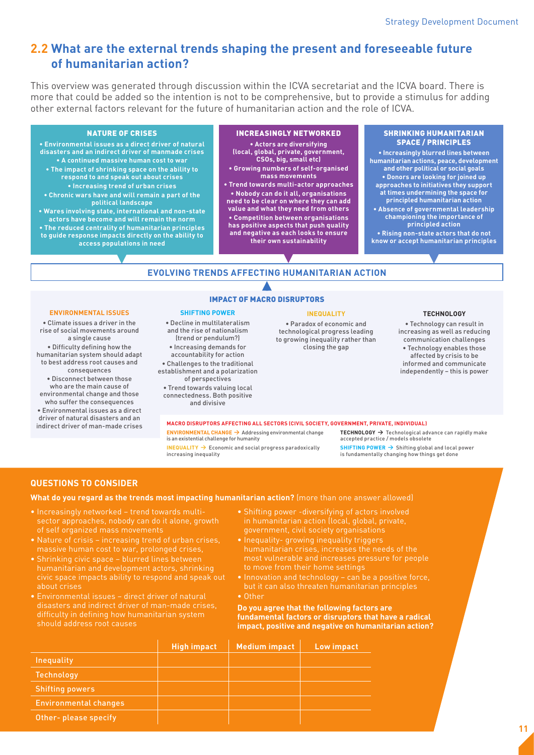## 2.2 What are the external trends shaping the present and foreseeable future of humanitarian action?

This overview was generated through discussion within the ICVA secretariat and the ICVA board. There is more that could be added so the intention is not to be comprehensive, but to provide a stimulus for adding other external factors relevant for the future of humanitarian action and the role of ICVA.

### NATURE OF CRISES

- **Environmental issues as a direct driver of natural disasters and an indirect driver of manmade crises**
- **A continued massive human cost to war**
- **The impact of shrinking space on the ability to respond to and speak out about crises**
- **Increasing trend of urban crises**
- **Chronic wars have and will remain a part of the political landscape**
- **Wares involving state, international and non-state actors have become and will remain the norm**
- **The reduced centrality of humanitarian principles to guide response impacts directly on the ability to access populations in need**

### INCREASINGLY NETWORKED

- **Actors are diversifying (local, global, private, government, CSOs, big, small etc)**
- **Growing numbers of self-organised mass movements**
- **Trend towards multi-actor approaches**
- **Nobody can do it all, organisations need to be clear on where they can add value and what they need from others**
- **Competition between organisations has positive aspects that push quality and negative as each looks to ensure their own sustainability**

### SHRINKING HUMANITARIAN SPACE / PRINCIPLES

- **Increasingly blurred lines between humanitarian actions, peace, development and other political or social goals**
- **Donors are looking for joined up approaches to initiatives they support at times undermining the space for principled humanitarian action**
- **Absence of governmental leadership championing the importance of principled action**
- **Rising non-state actors that do not know or accept humanitarian principles**

### EVOLVING TRENDS AFFECTING HUMANITARIAN ACTION

### IMPACT OF MACRO DISRUPTORS

#### ENVIRONMENTAL ISSUES

- Climate issues a driver in the rise of social movements around a single cause
- Difficulty defining how the humanitarian system should adapt to best address root causes and consequences
- Disconnect between those who are the main cause of environmental change and those who suffer the consequences
- Environmental issues as a direct driver of natural disasters and an indirect driver of man-made crises

#### SHIFTING POWER

- Decline in multilateralism and the rise of nationalism (trend or pendulum?)
- Increasing demands for accountability for action
- Challenges to the traditional establishment and a polarization of perspectives
- Trend towards valuing local connectedness. Both positive and divisive

#### INEQUALITY

- Paradox of economic and technological progress leading to growing inequality rather than closing the gap

#### TECHNOLOGY

- Technology can result in increasing as well as reducing communication challenges
- Technology enables those affected by crisis to be informed and communicate independently – this is power

**MACRO DISRUPTORS AFFECTING ALL SECTORS (CIVIL SOCIETY, GOVERNMENT, PRIVATE, INDIVIDUAL)**

**ENVIRONMENTAL CHANGE** → Addressing environmental change is an existential challenge for humanity

**INEQUALITY** → Economic and social progress paradoxically increasing inequality

**TECHNOLOGY** → Technological advance can rapidly make accepted practice / models obsolete

**SHIFTING POWER** → Shifting global and local power is fundamentally changing how things get done

### QUESTIONS TO CONSIDER

**What do you regard as the trends most impacting humanitarian action?** (more than one answer allowed)

- Increasingly networked – trend towards multi-sector approaches, nobody can do it alone, growth of self organized mass movements
- Nature of crisis – increasing trend of urban crises, massive human cost to war, prolonged crises,
- Shrinking civic space – blurred lines between humanitarian and development actors, shrinking civic space impacts ability to respond and speak out about crises
- Environmental issues – direct driver of natural disasters and indirect driver of man-made crises, difficulty in defining how humanitarian system should address root causes
- Shifting power -diversifying of actors involved in humanitarian action (local, global, private, government, civil society organisations
- Inequality- growing inequality triggers humanitarian crises, increases the needs of the most vulnerable and increases pressure for people to move from their home settings
- Innovation and technology – can be a positive force, but it can also threaten humanitarian principles
- Other

**Do you agree that the following factors are fundamental factors or disruptors that have a radical impact, positive and negative on humanitarian action?**

| | High impact | Medium impact | Low impact |
|---|---|---|---|
| Inequality | | | |
| Technology | | | |
| Shifting powers | | | |
| Environmental changes | | | |
| Other- please specify | | | |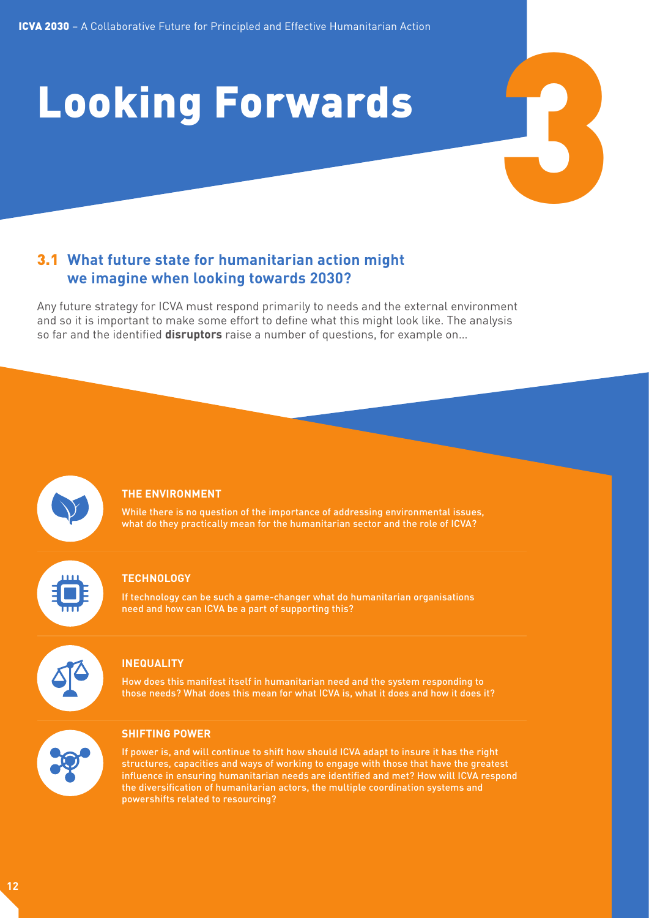# 3 Looking Forwards

## 3.1 What future state for humanitarian action might we imagine when looking towards 2030?

Any future strategy for ICVA must respond primarily to needs and the external environment and so it is important to make some effort to define what this might look like. The analysis so far and the identified **disruptors** raise a number of questions, for example on...

### THE ENVIRONMENT

While there is no question of the importance of addressing environmental issues, what do they practically mean for the humanitarian sector and the role of ICVA?

### TECHNOLOGY

If technology can be such a game-changer what do humanitarian organisations need and how can ICVA be a part of supporting this?

### INEQUALITY

How does this manifest itself in humanitarian need and the system responding to those needs? What does this mean for what ICVA is, what it does and how it does it?

### SHIFTING POWER

If power is, and will continue to shift how should ICVA adapt to insure it has the right structures, capacities and ways of working to engage with those that have the greatest influence in ensuring humanitarian needs are identified and met? How will ICVA respond the diversification of humanitarian actors, the multiple coordination systems and powershifts related to resourcing?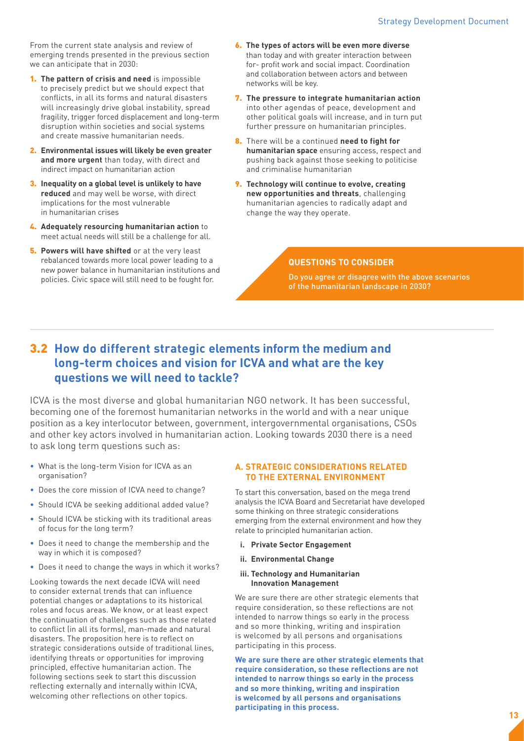From the current state analysis and review of emerging trends presented in the previous section we can anticipate that in 2030:

1. **The pattern of crisis and need** is impossible to precisely predict but we should expect that conflicts, in all its forms and natural disasters will increasingly drive global instability, spread fragility, trigger forced displacement and long-term disruption within societies and social systems and create massive humanitarian needs.
2. **Environmental issues will likely be even greater and more urgent** than today, with direct and indirect impact on humanitarian action
3. **Inequality on a global level is unlikely to have reduced** and may well be worse, with direct implications for the most vulnerable in humanitarian crises
4. **Adequately resourcing humanitarian action** to meet actual needs will still be a challenge for all.
5. **Powers will have shifted** or at the very least rebalanced towards more local power leading to a new power balance in humanitarian institutions and policies. Civic space will still need to be fought for.
6. **The types of actors will be even more diverse** than today and with greater interaction between for- profit work and social impact. Coordination and collaboration between actors and between networks will be key.
7. **The pressure to integrate humanitarian action** into other agendas of peace, development and other political goals will increase, and in turn put further pressure on humanitarian principles.
8. There will be a continued **need to fight for humanitarian space** ensuring access, respect and pushing back against those seeking to politicise and criminalise humanitarian
9. **Technology will continue to evolve, creating new opportunities and threats**, challenging humanitarian agencies to radically adapt and change the way they operate.

**QUESTIONS TO CONSIDER**

Do you agree or disagree with the above scenarios of the humanitarian landscape in 2030?

## 3.2 How do different strategic elements inform the medium and long-term choices and vision for ICVA and what are the key questions we will need to tackle?

ICVA is the most diverse and global humanitarian NGO network. It has been successful, becoming one of the foremost humanitarian networks in the world and with a near unique position as a key interlocutor between, government, intergovernmental organisations, CSOs and other key actors involved in humanitarian action. Looking towards 2030 there is a need to ask long term questions such as:

- What is the long-term Vision for ICVA as an organisation?
- Does the core mission of ICVA need to change?
- Should ICVA be seeking additional added value?
- Should ICVA be sticking with its traditional areas of focus for the long term?
- Does it need to change the membership and the way in which it is composed?
- Does it need to change the ways in which it works?

Looking towards the next decade ICVA will need to consider external trends that can influence potential changes or adaptations to its historical roles and focus areas. We know, or at least expect the continuation of challenges such as those related to conflict (in all its forms), man-made and natural disasters. The proposition here is to reflect on strategic considerations outside of traditional lines, identifying threats or opportunities for improving principled, effective humanitarian action. The following sections seek to start this discussion reflecting externally and internally within ICVA, welcoming other reflections on other topics.

### A. STRATEGIC CONSIDERATIONS RELATED TO THE EXTERNAL ENVIRONMENT

To start this conversation, based on the mega trend analysis the ICVA Board and Secretariat have developed some thinking on three strategic considerations emerging from the external environment and how they relate to principled humanitarian action.

i. **Private Sector Engagement**

ii. **Environmental Change**

iii. **Technology and Humanitarian Innovation Management**

We are sure there are other strategic elements that require consideration, so these reflections are not intended to narrow things so early in the process and so more thinking, writing and inspiration is welcomed by all persons and organisations participating in this process.

**We are sure there are other strategic elements that require consideration, so these reflections are not intended to narrow things so early in the process and so more thinking, writing and inspiration is welcomed by all persons and organisations participating in this process.**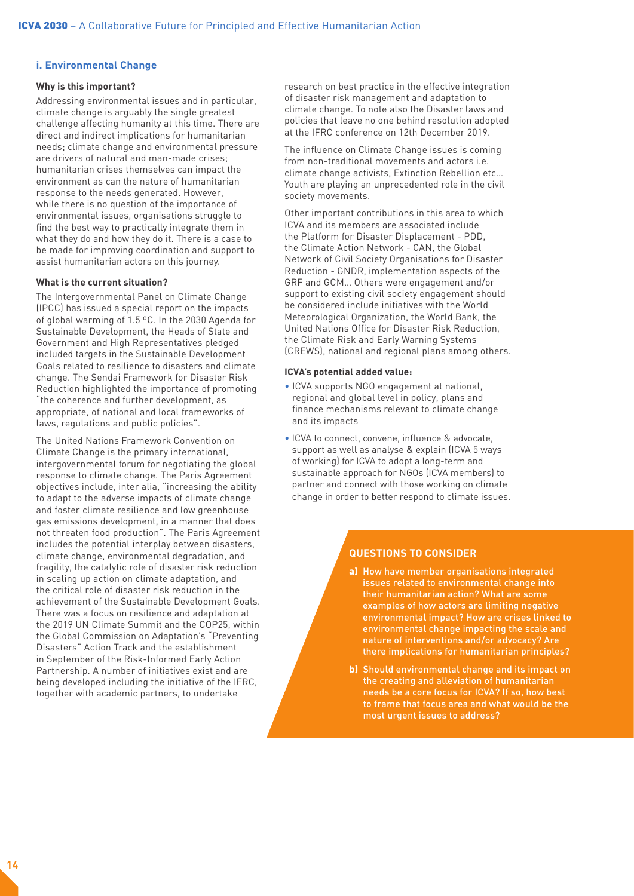## i. Environmental Change

**Why is this important?**

Addressing environmental issues and in particular, climate change is arguably the single greatest challenge affecting humanity at this time. There are direct and indirect implications for humanitarian needs; climate change and environmental pressure are drivers of natural and man-made crises; humanitarian crises themselves can impact the environment as can the nature of humanitarian response to the needs generated. However, while there is no question of the importance of environmental issues, organisations struggle to find the best way to practically integrate them in what they do and how they do it. There is a case to be made for improving coordination and support to assist humanitarian actors on this journey.

**What is the current situation?**

The Intergovernmental Panel on Climate Change (IPCC) has issued a special report on the impacts of global warming of 1.5 ºC. In the 2030 Agenda for Sustainable Development, the Heads of State and Government and High Representatives pledged included targets in the Sustainable Development Goals related to resilience to disasters and climate change. The Sendai Framework for Disaster Risk Reduction highlighted the importance of promoting "the coherence and further development, as appropriate, of national and local frameworks of laws, regulations and public policies".

The United Nations Framework Convention on Climate Change is the primary international, intergovernmental forum for negotiating the global response to climate change. The Paris Agreement objectives include, inter alia, "increasing the ability to adapt to the adverse impacts of climate change and foster climate resilience and low greenhouse gas emissions development, in a manner that does not threaten food production". The Paris Agreement includes the potential interplay between disasters, climate change, environmental degradation, and fragility, the catalytic role of disaster risk reduction in scaling up action on climate adaptation, and the critical role of disaster risk reduction in the achievement of the Sustainable Development Goals. There was a focus on resilience and adaptation at the 2019 UN Climate Summit and the COP25, within the Global Commission on Adaptation's "Preventing Disasters" Action Track and the establishment in September of the Risk-Informed Early Action Partnership. A number of initiatives exist and are being developed including the initiative of the IFRC, together with academic partners, to undertake research on best practice in the effective integration of disaster risk management and adaptation to climate change. To note also the Disaster laws and policies that leave no one behind resolution adopted at the IFRC conference on 12th December 2019.

The influence on Climate Change issues is coming from non-traditional movements and actors i.e. climate change activists, Extinction Rebellion etc... Youth are playing an unprecedented role in the civil society movements.

Other important contributions in this area to which ICVA and its members are associated include the Platform for Disaster Displacement - PDD, the Climate Action Network - CAN, the Global Network of Civil Society Organisations for Disaster Reduction - GNDR, implementation aspects of the GRF and GCM... Others were engagement and/or support to existing civil society engagement should be considered include initiatives with the World Meteorological Organization, the World Bank, the United Nations Office for Disaster Risk Reduction, the Climate Risk and Early Warning Systems (CREWS), national and regional plans among others.

**ICVA's potential added value:**

- ICVA supports NGO engagement at national, regional and global level in policy, plans and finance mechanisms relevant to climate change and its impacts
- ICVA to connect, convene, influence & advocate, support as well as analyse & explain (ICVA 5 ways of working) for ICVA to adopt a long-term and sustainable approach for NGOs (ICVA members) to partner and connect with those working on climate change in order to better respond to climate issues.

**QUESTIONS TO CONSIDER**

**a)** How have member organisations integrated issues related to environmental change into their humanitarian action? What are some examples of how actors are limiting negative environmental impact? How are crises linked to environmental change impacting the scale and nature of interventions and/or advocacy? Are there implications for humanitarian principles?

**b)** Should environmental change and its impact on the creating and alleviation of humanitarian needs be a core focus for ICVA? If so, how best to frame that focus area and what would be the most urgent issues to address?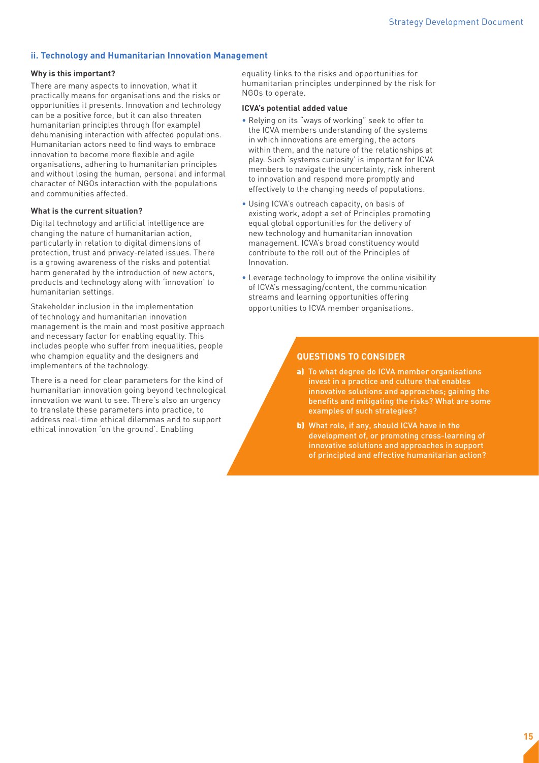### ii. Technology and Humanitarian Innovation Management

**Why is this important?**

There are many aspects to innovation, what it practically means for organisations and the risks or opportunities it presents. Innovation and technology can be a positive force, but it can also threaten humanitarian principles through (for example) dehumanising interaction with affected populations. Humanitarian actors need to find ways to embrace innovation to become more flexible and agile organisations, adhering to humanitarian principles and without losing the human, personal and informal character of NGOs interaction with the populations and communities affected.

**What is the current situation?**

Digital technology and artificial intelligence are changing the nature of humanitarian action, particularly in relation to digital dimensions of protection, trust and privacy-related issues. There is a growing awareness of the risks and potential harm generated by the introduction of new actors, products and technology along with 'innovation' to humanitarian settings.

Stakeholder inclusion in the implementation of technology and humanitarian innovation management is the main and most positive approach and necessary factor for enabling equality. This includes people who suffer from inequalities, people who champion equality and the designers and implementers of the technology.

There is a need for clear parameters for the kind of humanitarian innovation going beyond technological innovation we want to see. There's also an urgency to translate these parameters into practice, to address real-time ethical dilemmas and to support ethical innovation 'on the ground'. Enabling equality links to the risks and opportunities for humanitarian principles underpinned by the risk for NGOs to operate.

**ICVA's potential added value**

- Relying on its "ways of working" seek to offer to the ICVA members understanding of the systems in which innovations are emerging, the actors within them, and the nature of the relationships at play. Such 'systems curiosity' is important for ICVA members to navigate the uncertainty, risk inherent to innovation and respond more promptly and effectively to the changing needs of populations.
- Using ICVA's outreach capacity, on basis of existing work, adopt a set of Principles promoting equal global opportunities for the delivery of new technology and humanitarian innovation management. ICVA's broad constituency would contribute to the roll out of the Principles of Innovation.
- Leverage technology to improve the online visibility of ICVA's messaging/content, the communication streams and learning opportunities offering opportunities to ICVA member organisations.

**QUESTIONS TO CONSIDER**

**a)** To what degree do ICVA member organisations invest in a practice and culture that enables innovative solutions and approaches; gaining the benefits and mitigating the risks? What are some examples of such strategies?

**b)** What role, if any, should ICVA have in the development of, or promoting cross-learning of innovative solutions and approaches in support of principled and effective humanitarian action?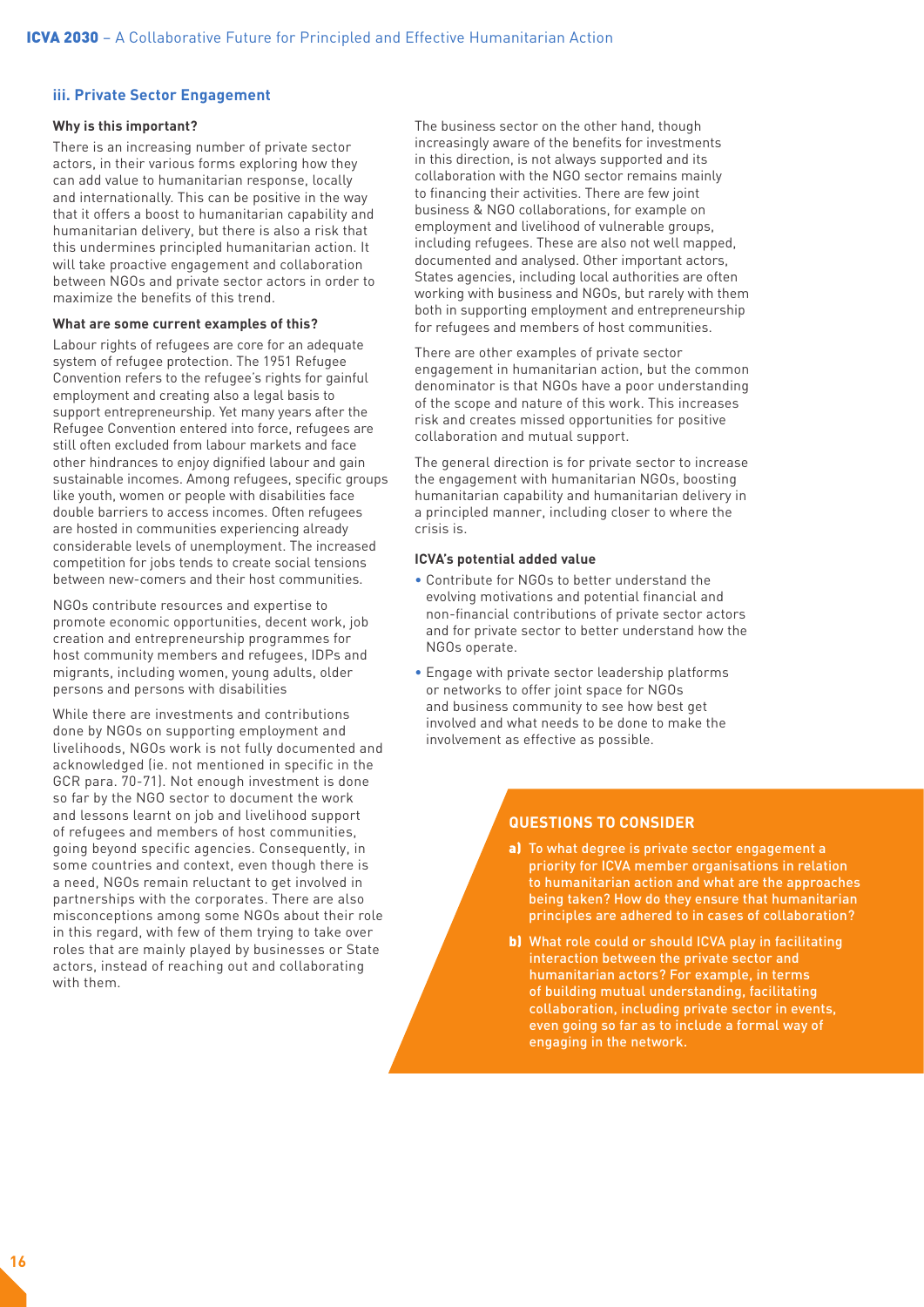### iii. Private Sector Engagement

**Why is this important?**

There is an increasing number of private sector actors, in their various forms exploring how they can add value to humanitarian response, locally and internationally. This can be positive in the way that it offers a boost to humanitarian capability and humanitarian delivery, but there is also a risk that this undermines principled humanitarian action. It will take proactive engagement and collaboration between NGOs and private sector actors in order to maximize the benefits of this trend.

**What are some current examples of this?**

Labour rights of refugees are core for an adequate system of refugee protection. The 1951 Refugee Convention refers to the refugee's rights for gainful employment and creating also a legal basis to support entrepreneurship. Yet many years after the Refugee Convention entered into force, refugees are still often excluded from labour markets and face other hindrances to enjoy dignified labour and gain sustainable incomes. Among refugees, specific groups like youth, women or people with disabilities face double barriers to access incomes. Often refugees are hosted in communities experiencing already considerable levels of unemployment. The increased competition for jobs tends to create social tensions between new-comers and their host communities.

NGOs contribute resources and expertise to promote economic opportunities, decent work, job creation and entrepreneurship programmes for host community members and refugees, IDPs and migrants, including women, young adults, older persons and persons with disabilities

While there are investments and contributions done by NGOs on supporting employment and livelihoods, NGOs work is not fully documented and acknowledged (ie. not mentioned in specific in the GCR para. 70-71). Not enough investment is done so far by the NGO sector to document the work and lessons learnt on job and livelihood support of refugees and members of host communities, going beyond specific agencies. Consequently, in some countries and context, even though there is a need, NGOs remain reluctant to get involved in partnerships with the corporates. There are also misconceptions among some NGOs about their role in this regard, with few of them trying to take over roles that are mainly played by businesses or State actors, instead of reaching out and collaborating with them.

The business sector on the other hand, though increasingly aware of the benefits for investments in this direction, is not always supported and its collaboration with the NGO sector remains mainly to financing their activities. There are few joint business & NGO collaborations, for example on employment and livelihood of vulnerable groups, including refugees. These are also not well mapped, documented and analysed. Other important actors, States agencies, including local authorities are often working with business and NGOs, but rarely with them both in supporting employment and entrepreneurship for refugees and members of host communities.

There are other examples of private sector engagement in humanitarian action, but the common denominator is that NGOs have a poor understanding of the scope and nature of this work. This increases risk and creates missed opportunities for positive collaboration and mutual support.

The general direction is for private sector to increase the engagement with humanitarian NGOs, boosting humanitarian capability and humanitarian delivery in a principled manner, including closer to where the crisis is.

**ICVA's potential added value**

- Contribute for NGOs to better understand the evolving motivations and potential financial and non-financial contributions of private sector actors and for private sector to better understand how the NGOs operate.
- Engage with private sector leadership platforms or networks to offer joint space for NGOs and business community to see how best get involved and what needs to be done to make the involvement as effective as possible.

**QUESTIONS TO CONSIDER**

**a)** To what degree is private sector engagement a priority for ICVA member organisations in relation to humanitarian action and what are the approaches being taken? How do they ensure that humanitarian principles are adhered to in cases of collaboration?

**b)** What role could or should ICVA play in facilitating interaction between the private sector and humanitarian actors? For example, in terms of building mutual understanding, facilitating collaboration, including private sector in events, even going so far as to include a formal way of engaging in the network.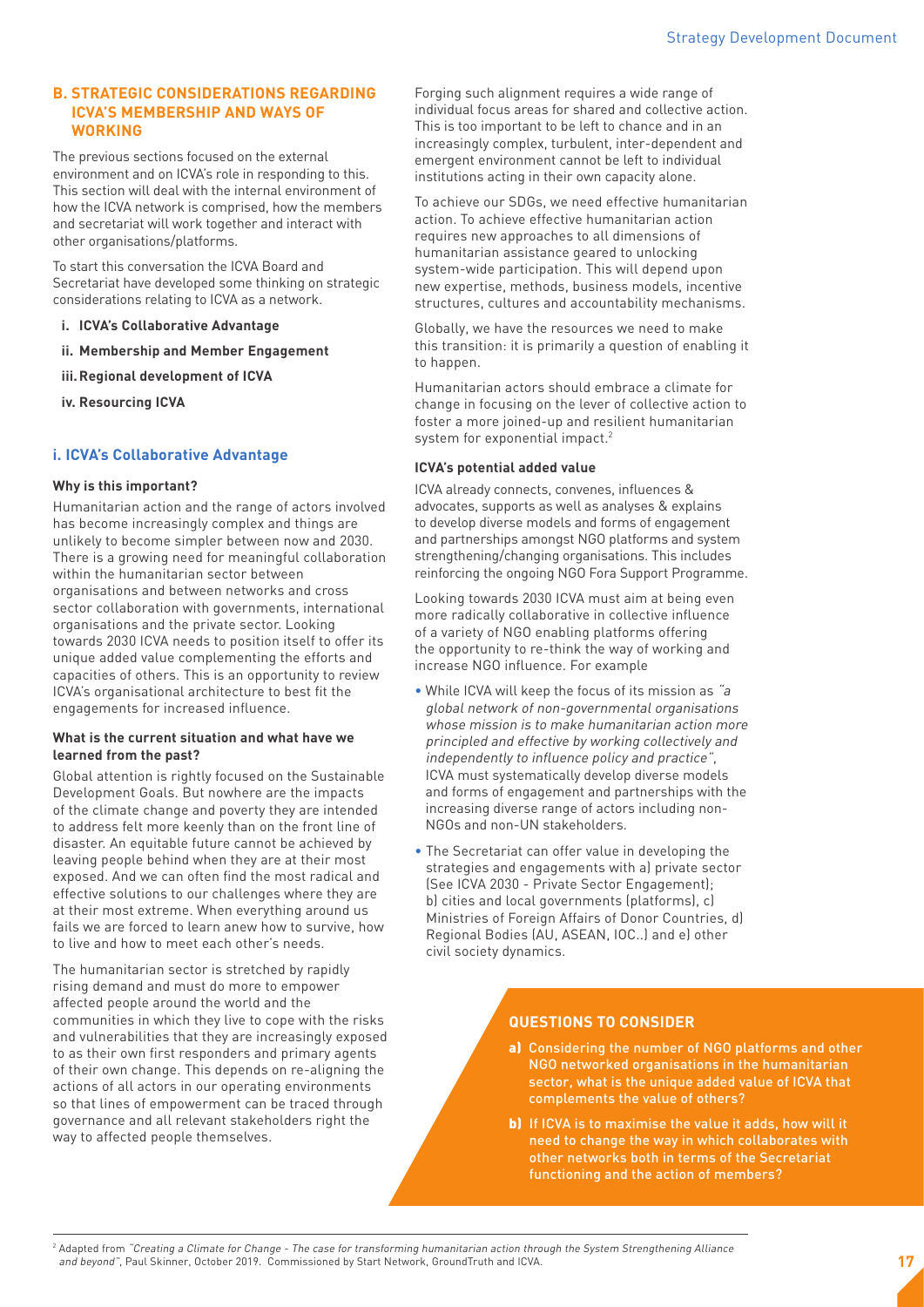## B. STRATEGIC CONSIDERATIONS REGARDING ICVA'S MEMBERSHIP AND WAYS OF WORKING

The previous sections focused on the external environment and on ICVA's role in responding to this. This section will deal with the internal environment of how the ICVA network is comprised, how the members and secretariat will work together and interact with other organisations/platforms.

To start this conversation the ICVA Board and Secretariat have developed some thinking on strategic considerations relating to ICVA as a network.

- **i. ICVA's Collaborative Advantage**
- **ii. Membership and Member Engagement**
- **iii. Regional development of ICVA**
- **iv. Resourcing ICVA**

### i. ICVA's Collaborative Advantage

#### Why is this important?

Humanitarian action and the range of actors involved has become increasingly complex and things are unlikely to become simpler between now and 2030. There is a growing need for meaningful collaboration within the humanitarian sector between organisations and between networks and cross sector collaboration with governments, international organisations and the private sector. Looking towards 2030 ICVA needs to position itself to offer its unique added value complementing the efforts and capacities of others. This is an opportunity to review ICVA's organisational architecture to best fit the engagements for increased influence.

#### What is the current situation and what have we learned from the past?

Global attention is rightly focused on the Sustainable Development Goals. But nowhere are the impacts of the climate change and poverty they are intended to address felt more keenly than on the front line of disaster. An equitable future cannot be achieved by leaving people behind when they are at their most exposed. And we can often find the most radical and effective solutions to our challenges where they are at their most extreme. When everything around us fails we are forced to learn anew how to survive, how to live and how to meet each other's needs.

The humanitarian sector is stretched by rapidly rising demand and must do more to empower affected people around the world and the communities in which they live to cope with the risks and vulnerabilities that they are increasingly exposed to as their own first responders and primary agents of their own change. This depends on re-aligning the actions of all actors in our operating environments so that lines of empowerment can be traced through governance and all relevant stakeholders right the way to affected people themselves.

Forging such alignment requires a wide range of individual focus areas for shared and collective action. This is too important to be left to chance and in an increasingly complex, turbulent, inter-dependent and emergent environment cannot be left to individual institutions acting in their own capacity alone.

To achieve our SDGs, we need effective humanitarian action. To achieve effective humanitarian action requires new approaches to all dimensions of humanitarian assistance geared to unlocking system-wide participation. This will depend upon new expertise, methods, business models, incentive structures, cultures and accountability mechanisms.

Globally, we have the resources we need to make this transition: it is primarily a question of enabling it to happen.

Humanitarian actors should embrace a climate for change in focusing on the lever of collective action to foster a more joined-up and resilient humanitarian system for exponential impact.[2]

#### ICVA's potential added value

ICVA already connects, convenes, influences & advocates, supports as well as analyses & explains to develop diverse models and forms of engagement and partnerships amongst NGO platforms and system strengthening/changing organisations. This includes reinforcing the ongoing NGO Fora Support Programme.

Looking towards 2030 ICVA must aim at being even more radically collaborative in collective influence of a variety of NGO enabling platforms offering the opportunity to re-think the way of working and increase NGO influence. For example

- While ICVA will keep the focus of its mission as *"a global network of non-governmental organisations whose mission is to make humanitarian action more principled and effective by working collectively and independently to influence policy and practice"*, ICVA must systematically develop diverse models and forms of engagement and partnerships with the increasing diverse range of actors including non-NGOs and non-UN stakeholders.
- The Secretariat can offer value in developing the strategies and engagements with a) private sector (See ICVA 2030 - Private Sector Engagement); b) cities and local governments (platforms), c) Ministries of Foreign Affairs of Donor Countries, d) Regional Bodies (AU, ASEAN, IOC..) and e) other civil society dynamics.

#### QUESTIONS TO CONSIDER

**a)** Considering the number of NGO platforms and other NGO networked organisations in the humanitarian sector, what is the unique added value of ICVA that complements the value of others?

**b)** If ICVA is to maximise the value it adds, how will it need to change the way in which collaborates with other networks both in terms of the Secretariat functioning and the action of members?

---

[2] Adapted from *"Creating a Climate for Change - The case for transforming humanitarian action through the System Strengthening Alliance and beyond"*, Paul Skinner, October 2019. Commissioned by Start Network, GroundTruth and ICVA.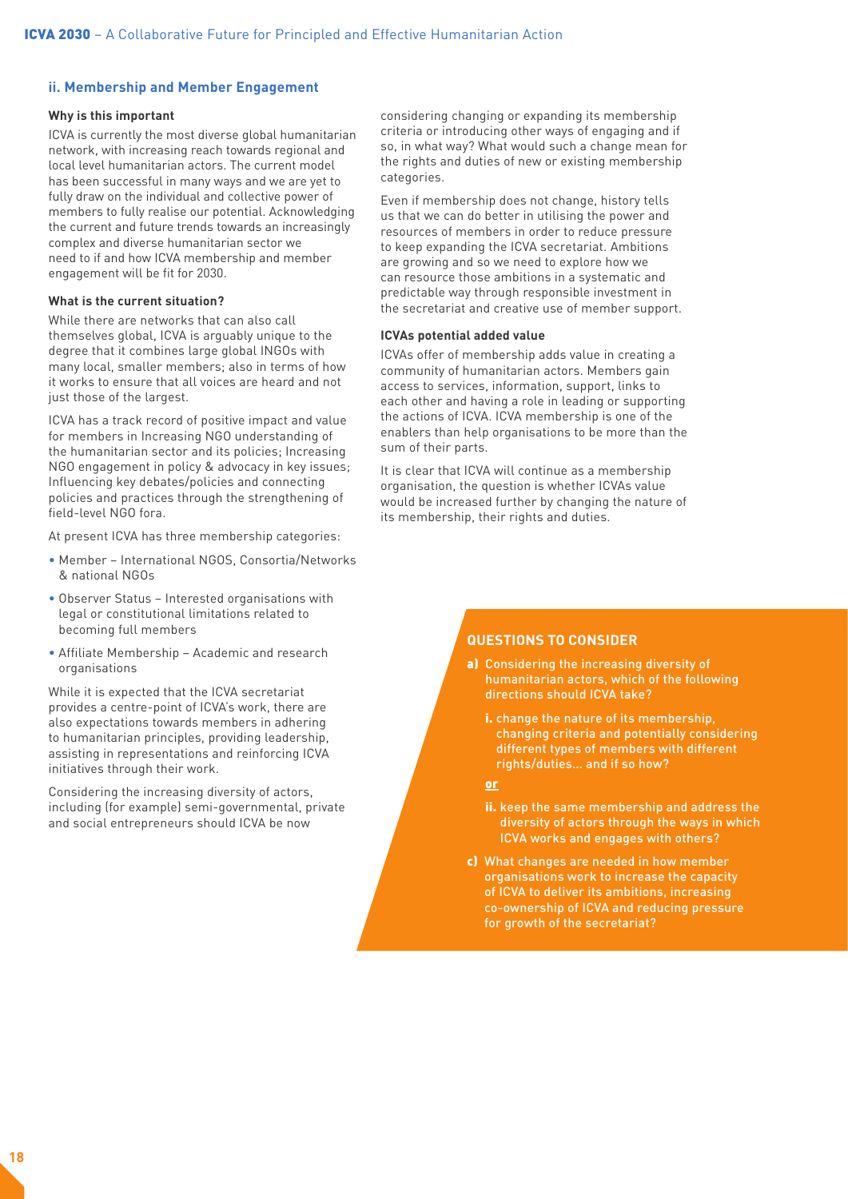## ii. Membership and Member Engagement

**Why is this important**

ICVA is currently the most diverse global humanitarian network, with increasing reach towards regional and local level humanitarian actors. The current model has been successful in many ways and we are yet to fully draw on the individual and collective power of members to fully realise our potential. Acknowledging the current and future trends towards an increasingly complex and diverse humanitarian sector we need to if and how ICVA membership and member engagement will be fit for 2030.

**What is the current situation?**

While there are networks that can also call themselves global, ICVA is arguably unique to the degree that it combines large global INGOs with many local, smaller members; also in terms of how it works to ensure that all voices are heard and not just those of the largest.

ICVA has a track record of positive impact and value for members in Increasing NGO understanding of the humanitarian sector and its policies; Increasing NGO engagement in policy & advocacy in key issues; Influencing key debates/policies and connecting policies and practices through the strengthening of field-level NGO fora.

At present ICVA has three membership categories:

- Member – International NGOS, Consortia/Networks & national NGOs
- Observer Status – Interested organisations with legal or constitutional limitations related to becoming full members
- Affiliate Membership – Academic and research organisations

While it is expected that the ICVA secretariat provides a centre-point of ICVA's work, there are also expectations towards members in adhering to humanitarian principles, providing leadership, assisting in representations and reinforcing ICVA initiatives through their work.

Considering the increasing diversity of actors, including (for example) semi-governmental, private and social entrepreneurs should ICVA be now considering changing or expanding its membership criteria or introducing other ways of engaging and if so, in what way? What would such a change mean for the rights and duties of new or existing membership categories.

Even if membership does not change, history tells us that we can do better in utilising the power and resources of members in order to reduce pressure to keep expanding the ICVA secretariat. Ambitions are growing and so we need to explore how we can resource those ambitions in a systematic and predictable way through responsible investment in the secretariat and creative use of member support.

**ICVAs potential added value**

ICVAs offer of membership adds value in creating a community of humanitarian actors. Members gain access to services, information, support, links to each other and having a role in leading or supporting the actions of ICVA. ICVA membership is one of the enablers than help organisations to be more than the sum of their parts.

It is clear that ICVA will continue as a membership organisation, the question is whether ICVAs value would be increased further by changing the nature of its membership, their rights and duties.

### QUESTIONS TO CONSIDER

**a)** Considering the increasing diversity of humanitarian actors, which of the following directions should ICVA take?

**i.** change the nature of its membership, changing criteria and potentially considering different types of members with different rights/duties... and if so how?

**or**

**ii.** keep the same membership and address the diversity of actors through the ways in which ICVA works and engages with others?

**c)** What changes are needed in how member organisations work to increase the capacity of ICVA to deliver its ambitions, increasing co-ownership of ICVA and reducing pressure for growth of the secretariat?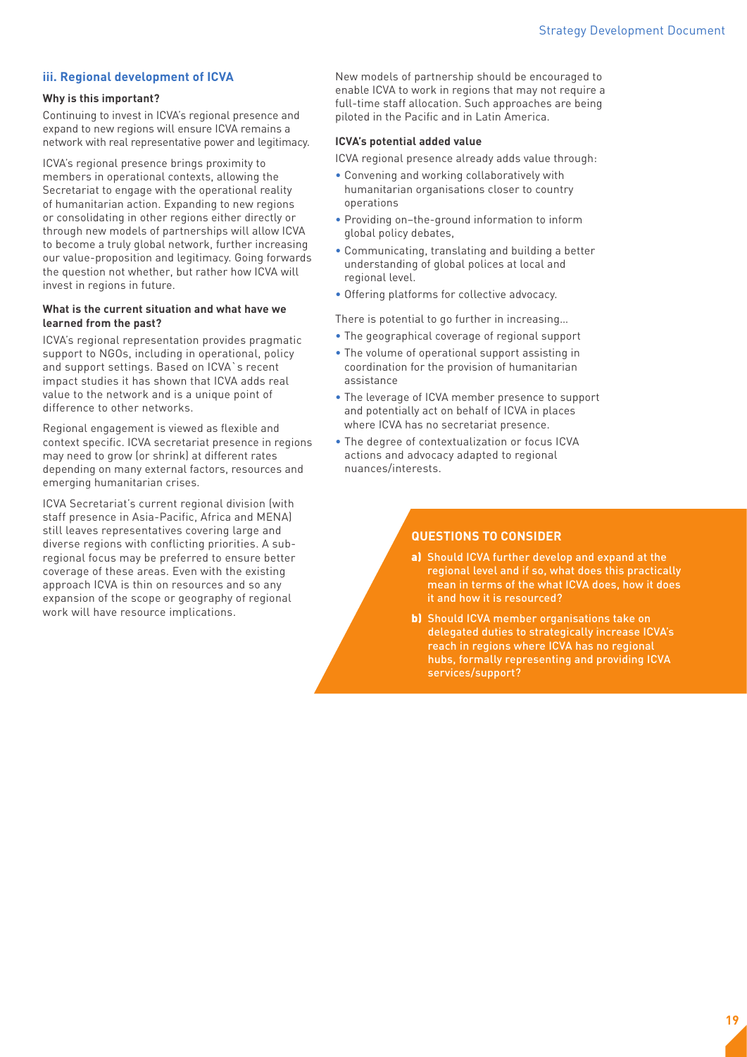### iii. Regional development of ICVA

**Why is this important?**

Continuing to invest in ICVA's regional presence and expand to new regions will ensure ICVA remains a network with real representative power and legitimacy.

ICVA's regional presence brings proximity to members in operational contexts, allowing the Secretariat to engage with the operational reality of humanitarian action. Expanding to new regions or consolidating in other regions either directly or through new models of partnerships will allow ICVA to become a truly global network, further increasing our value-proposition and legitimacy. Going forwards the question not whether, but rather how ICVA will invest in regions in future.

**What is the current situation and what have we learned from the past?**

ICVA's regional representation provides pragmatic support to NGOs, including in operational, policy and support settings. Based on ICVA`s recent impact studies it has shown that ICVA adds real value to the network and is a unique point of difference to other networks.

Regional engagement is viewed as flexible and context specific. ICVA secretariat presence in regions may need to grow (or shrink) at different rates depending on many external factors, resources and emerging humanitarian crises.

ICVA Secretariat's current regional division (with staff presence in Asia-Pacific, Africa and MENA) still leaves representatives covering large and diverse regions with conflicting priorities. A sub-regional focus may be preferred to ensure better coverage of these areas. Even with the existing approach ICVA is thin on resources and so any expansion of the scope or geography of regional work will have resource implications.

New models of partnership should be encouraged to enable ICVA to work in regions that may not require a full-time staff allocation. Such approaches are being piloted in the Pacific and in Latin America.

**ICVA's potential added value**

ICVA regional presence already adds value through:

- Convening and working collaboratively with humanitarian organisations closer to country operations
- Providing on–the-ground information to inform global policy debates,
- Communicating, translating and building a better understanding of global polices at local and regional level.
- Offering platforms for collective advocacy.

There is potential to go further in increasing…

- The geographical coverage of regional support
- The volume of operational support assisting in coordination for the provision of humanitarian assistance
- The leverage of ICVA member presence to support and potentially act on behalf of ICVA in places where ICVA has no secretariat presence.
- The degree of contextualization or focus ICVA actions and advocacy adapted to regional nuances/interests.

#### QUESTIONS TO CONSIDER

**a)** Should ICVA further develop and expand at the regional level and if so, what does this practically mean in terms of the what ICVA does, how it does it and how it is resourced?

**b)** Should ICVA member organisations take on delegated duties to strategically increase ICVA's reach in regions where ICVA has no regional hubs, formally representing and providing ICVA services/support?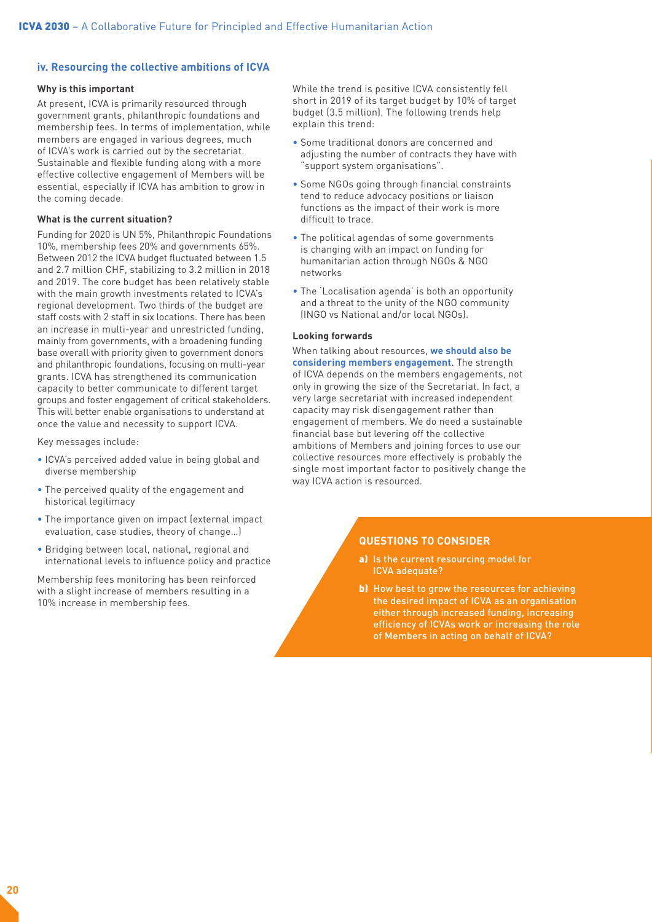### iv. Resourcing the collective ambitions of ICVA

**Why is this important**

At present, ICVA is primarily resourced through government grants, philanthropic foundations and membership fees. In terms of implementation, while members are engaged in various degrees, much of ICVA's work is carried out by the secretariat. Sustainable and flexible funding along with a more effective collective engagement of Members will be essential, especially if ICVA has ambition to grow in the coming decade.

**What is the current situation?**

Funding for 2020 is UN 5%, Philanthropic Foundations 10%, membership fees 20% and governments 65%. Between 2012 the ICVA budget fluctuated between 1.5 and 2.7 million CHF, stabilizing to 3.2 million in 2018 and 2019. The core budget has been relatively stable with the main growth investments related to ICVA's regional development. Two thirds of the budget are staff costs with 2 staff in six locations. There has been an increase in multi-year and unrestricted funding, mainly from governments, with a broadening funding base overall with priority given to government donors and philanthropic foundations, focusing on multi-year grants. ICVA has strengthened its communication capacity to better communicate to different target groups and foster engagement of critical stakeholders. This will better enable organisations to understand at once the value and necessity to support ICVA.

Key messages include:

- ICVA's perceived added value in being global and diverse membership
- The perceived quality of the engagement and historical legitimacy
- The importance given on impact (external impact evaluation, case studies, theory of change…)
- Bridging between local, national, regional and international levels to influence policy and practice

Membership fees monitoring has been reinforced with a slight increase of members resulting in a 10% increase in membership fees.

While the trend is positive ICVA consistently fell short in 2019 of its target budget by 10% of target budget (3.5 million). The following trends help explain this trend:

- Some traditional donors are concerned and adjusting the number of contracts they have with "support system organisations".
- Some NGOs going through financial constraints tend to reduce advocacy positions or liaison functions as the impact of their work is more difficult to trace.
- The political agendas of some governments is changing with an impact on funding for humanitarian action through NGOs & NGO networks
- The 'Localisation agenda' is both an opportunity and a threat to the unity of the NGO community (INGO vs National and/or local NGOs).

**Looking forwards**

When talking about resources, **we should also be considering members engagement**. The strength of ICVA depends on the members engagements, not only in growing the size of the Secretariat. In fact, a very large secretariat with increased independent capacity may risk disengagement rather than engagement of members. We do need a sustainable financial base but levering off the collective ambitions of Members and joining forces to use our collective resources more effectively is probably the single most important factor to positively change the way ICVA action is resourced.

**QUESTIONS TO CONSIDER**

**a)** Is the current resourcing model for ICVA adequate?

**b)** How best to grow the resources for achieving the desired impact of ICVA as an organisation either through increased funding, increasing efficiency of ICVAs work or increasing the role of Members in acting on behalf of ICVA?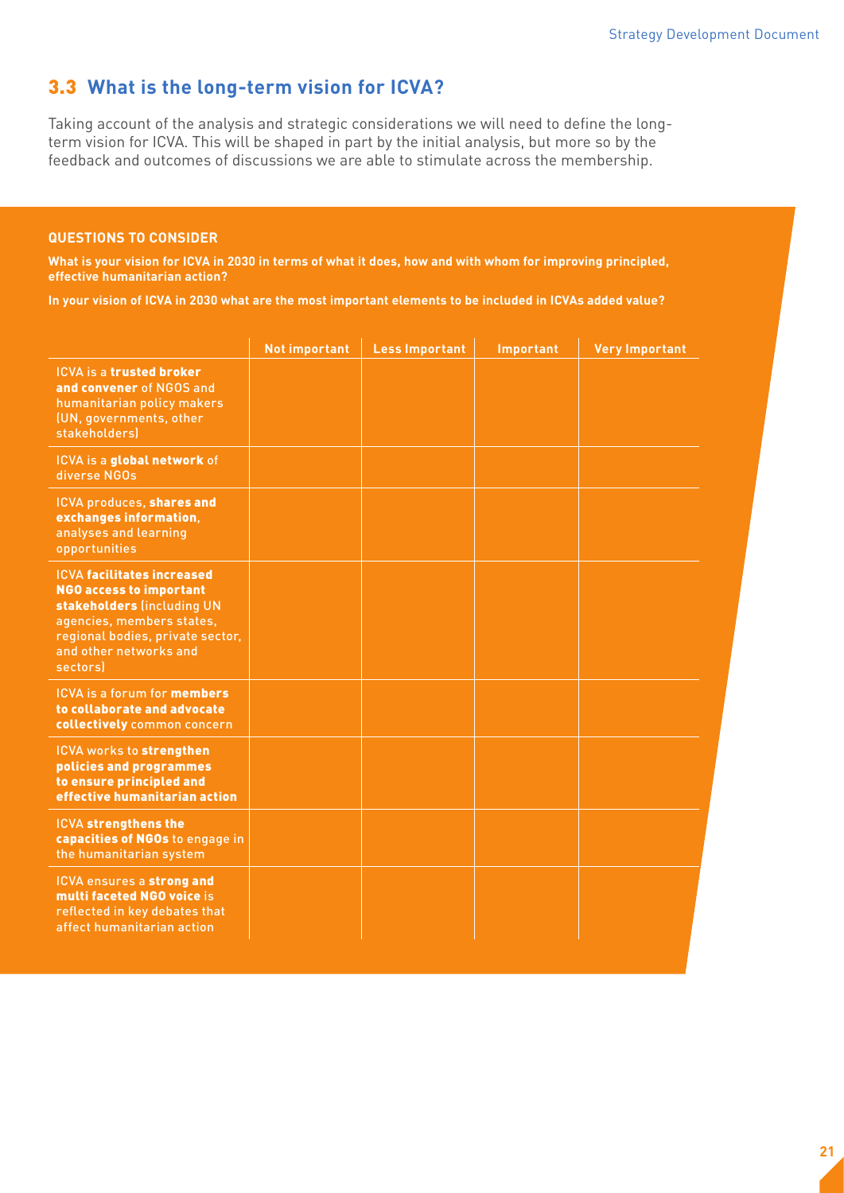## 3.3 What is the long-term vision for ICVA?

Taking account of the analysis and strategic considerations we will need to define the long-term vision for ICVA. This will be shaped in part by the initial analysis, but more so by the feedback and outcomes of discussions we are able to stimulate across the membership.

**QUESTIONS TO CONSIDER**

**What is your vision for ICVA in 2030 in terms of what it does, how and with whom for improving principled, effective humanitarian action?**

**In your vision of ICVA in 2030 what are the most important elements to be included in ICVAs added value?**

| | Not important | Less Important | Important | Very Important |
|---|---|---|---|---|
| ICVA is a **trusted broker and convener** of NGOS and humanitarian policy makers (UN, governments, other stakeholders) | | | | |
| ICVA is a **global network** of diverse NGOs | | | | |
| ICVA produces, **shares and exchanges information**, analyses and learning opportunities | | | | |
| ICVA **facilitates increased NGO access to important stakeholders** (including UN agencies, members states, regional bodies, private sector, and other networks and sectors) | | | | |
| ICVA is a forum for **members to collaborate and advocate collectively** common concern | | | | |
| ICVA works to **strengthen policies and programmes to ensure principled and effective humanitarian action** | | | | |
| ICVA **strengthens the capacities of NGOs** to engage in the humanitarian system | | | | |
| ICVA ensures a **strong and multi faceted NGO voice** is reflected in key debates that affect humanitarian action | | | | |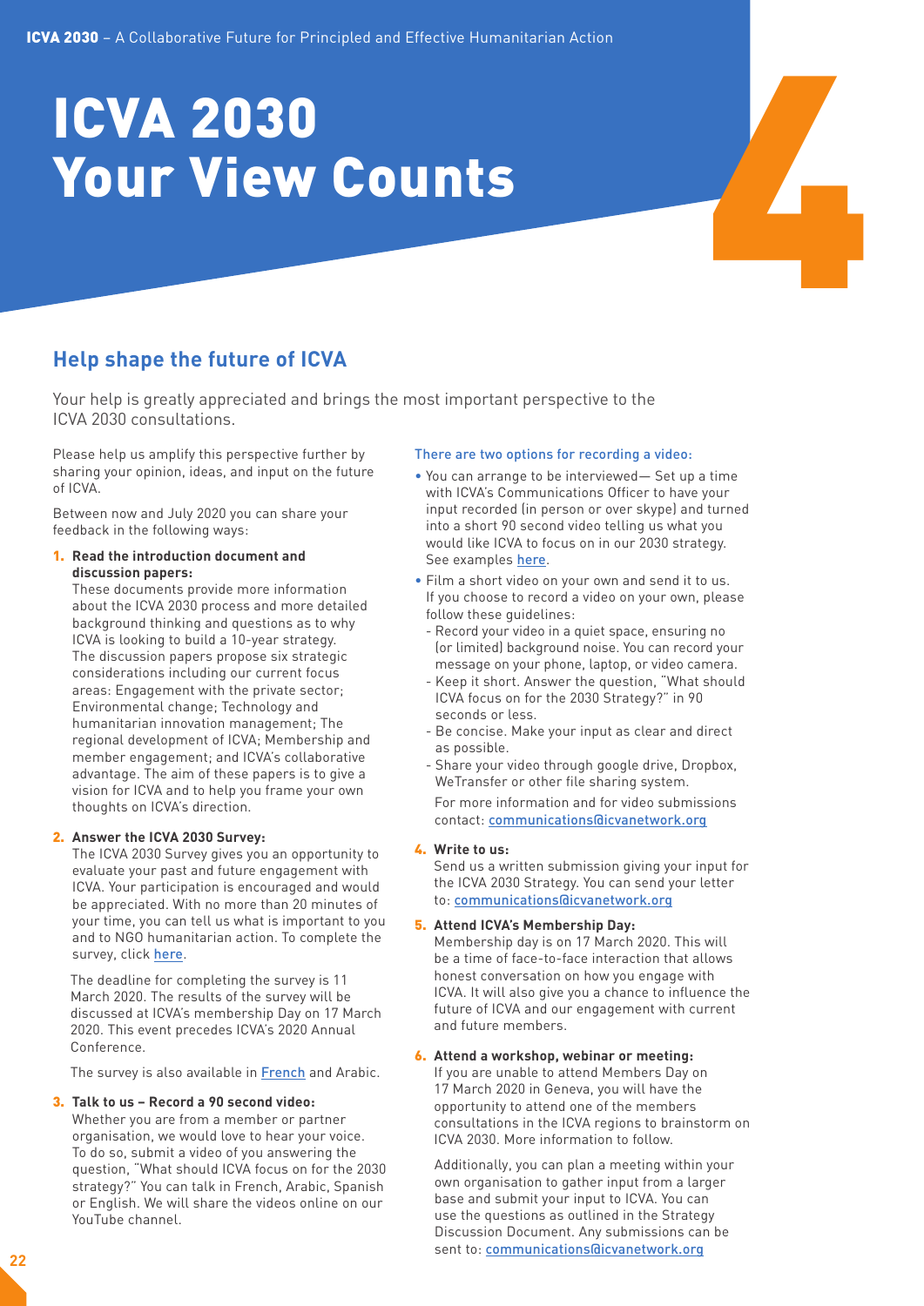# ICVA 2030 Your View Counts

4

## Help shape the future of ICVA

Your help is greatly appreciated and brings the most important perspective to the ICVA 2030 consultations.

Please help us amplify this perspective further by sharing your opinion, ideas, and input on the future of ICVA.

Between now and July 2020 you can share your feedback in the following ways:

1. **Read the introduction document and discussion papers:**
   These documents provide more information about the ICVA 2030 process and more detailed background thinking and questions as to why ICVA is looking to build a 10-year strategy. The discussion papers propose six strategic considerations including our current focus areas: Engagement with the private sector; Environmental change; Technology and humanitarian innovation management; The regional development of ICVA; Membership and member engagement; and ICVA's collaborative advantage. The aim of these papers is to give a vision for ICVA and to help you frame your own thoughts on ICVA's direction.

2. **Answer the ICVA 2030 Survey:**
   The ICVA 2030 Survey gives you an opportunity to evaluate your past and future engagement with ICVA. Your participation is encouraged and would be appreciated. With no more than 20 minutes of your time, you can tell us what is important to you and to NGO humanitarian action. To complete the survey, click here.

   The deadline for completing the survey is 11 March 2020. The results of the survey will be discussed at ICVA's membership Day on 17 March 2020. This event precedes ICVA's 2020 Annual Conference.

   The survey is also available in French and Arabic.

3. **Talk to us – Record a 90 second video:**
   Whether you are from a member or partner organisation, we would love to hear your voice. To do so, submit a video of you answering the question, "What should ICVA focus on for the 2030 strategy?" You can talk in French, Arabic, Spanish or English. We will share the videos online on our YouTube channel.

   There are two options for recording a video:

   - You can arrange to be interviewed— Set up a time with ICVA's Communications Officer to have your input recorded (in person or over skype) and turned into a short 90 second video telling us what you would like ICVA to focus on in our 2030 strategy. See examples here.
   - Film a short video on your own and send it to us. If you choose to record a video on your own, please follow these guidelines:
     - Record your video in a quiet space, ensuring no (or limited) background noise. You can record your message on your phone, laptop, or video camera.
     - Keep it short. Answer the question, "What should ICVA focus on for the 2030 Strategy?" in 90 seconds or less.
     - Be concise. Make your input as clear and direct as possible.
     - Share your video through google drive, Dropbox, WeTransfer or other file sharing system.

     For more information and for video submissions contact: communications@icvanetwork.org

4. **Write to us:**
   Send us a written submission giving your input for the ICVA 2030 Strategy. You can send your letter to: communications@icvanetwork.org

5. **Attend ICVA's Membership Day:**
   Membership day is on 17 March 2020. This will be a time of face-to-face interaction that allows honest conversation on how you engage with ICVA. It will also give you a chance to influence the future of ICVA and our engagement with current and future members.

6. **Attend a workshop, webinar or meeting:**
   If you are unable to attend Members Day on 17 March 2020 in Geneva, you will have the opportunity to attend one of the members consultations in the ICVA regions to brainstorm on ICVA 2030. More information to follow.

   Additionally, you can plan a meeting within your own organisation to gather input from a larger base and submit your input to ICVA. You can use the questions as outlined in the Strategy Discussion Document. Any submissions can be sent to: communications@icvanetwork.org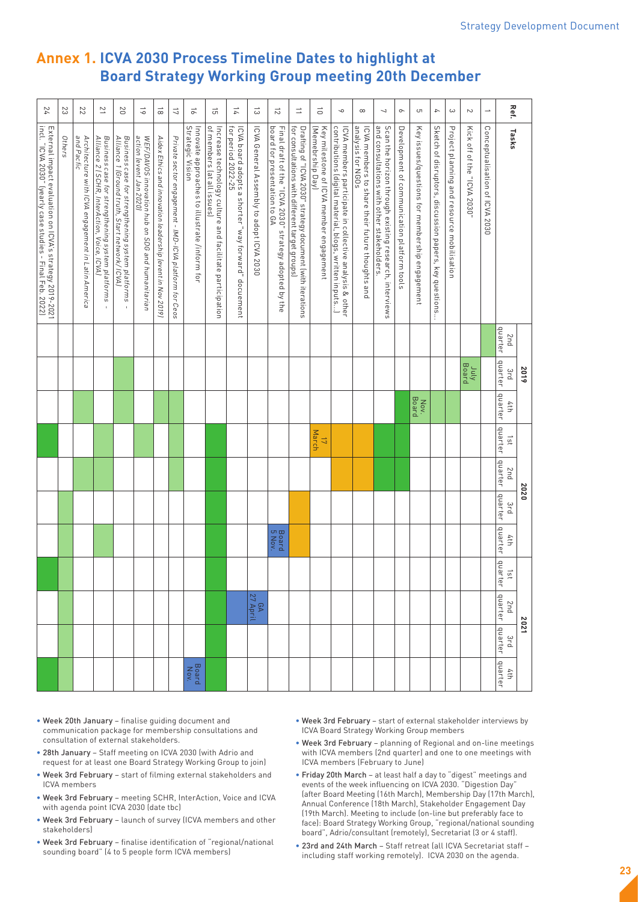# Annex 1. ICVA 2030 Process Timeline Dates to highlight at Board Strategy Working Group meeting 20th December

| Ref. | Tasks | 2019 | | | 2020 | | | | 2021 | | | |
|---|---|---|---|---|---|---|---|---|---|---|---|---|
| | | 2nd quarter | 3rd quarter | 4th quarter | 1st quarter | 2nd quarter | 3rd quarter | 4th quarter | 1st quarter | 2nd quarter | 3rd quarter | 4th quarter |
| 1 | Conceptualisation of ICVA 2030 | | | | | | | | | | | |
| 2 | Kick off of the "ICVA 2030" | | July Board | | | | | | | | | |
| 3 | Project planning and resource mobilisation | | | | | | | | | | | |
| 4 | Sketch of disruptors, discussion papers, key questions... | | | | | | | | | | | |
| 5 | Key issues/questions for membership engagement | | | Nov. Board | | | | | | | | |
| 6 | Development of communication platform tools | | | | | | | | | | | |
| 7 | Scan the horizon through existing research, interviews and consultations with other stakeholders. | | | | | | | | | | | |
| 8 | ICVA members to share their future thoughts and analysis for NGOs | | | | | | | | | | | |
| 9 | ICVA members participate in collective analysis & other contributions (digital material, blogs, written inputs...) | | | | | | | | | | | |
| 10 | Key milestone of ICVA member engagement (Membership Day) | | | | 17 March | | | | | | | |
| 11 | Drafting of "ICVA 2030" strategy document (with iterations for consultations with different target groups) | | | | | | | | | | | |
| 12 | Final draft of the "ICVA 2030" strategy adopted by the board for presentation to GA | | | | | | | Board 5 Nov. | | | | |
| 13 | ICVA General Assembly to adopt ICVA 2030 | | | | | | | | | GA 27 April | | |
| 14 | ICVA board adopts a shorter "way forward" document for period 2022-25 | | | | | | | | | | | |
| 15 | Increase technology culture and facilitate participation of members (at all issues) | | | | | | | | | | | |
| 16 | Innovate approaches to illustrate /inform for Strategic Vision | | | | | | | | | | | Board Nov. |
| 17 | *Private sector engagement - IMD-ICVA platform for Ceos* | | | | | | | | | | | |
| 18 | *Aidex Ethics and innovation leadership (event in Nov 2019)* | | | | | | | | | | | |
| 19 | *WEF/DAVOS innovation hub on SDG and humanitarian action (event Jan 2020)* | | | | | | | | | | | |
| 20 | *Business case for strengthening system platforms - Alliance 1 (Ground truth, Start network/ ICVA)* | | | | | | | | | | | |
| 21 | *Business case for strengthening system platforms - Alliance 2 (SCHR, InterAction, Voice, ICVA)* | | | | | | | | | | | |
| 22 | *Architecture with ICVA engagement in Latin America and Pacific* | | | | | | | | | | | |
| 23 | *Others* | | | | | | | | | | | |
| 24 | External impact evaluation on ICVA's strategy 2019-2021 incl. "ICVA 2030" (yearly case studies - Final Feb. 2022) | | | | | | | | | | | |

- **Week 20th January** – finalise guiding document and communication package for membership consultations and consultation of external stakeholders.
- **28th January** – Staff meeting on ICVA 2030 (with Adrio and request for at least one Board Strategy Working Group to join)
- **Week 3rd February** – start of filming external stakeholders and ICVA members
- **Week 3rd February** – meeting SCHR, InterAction, Voice and ICVA with agenda point ICVA 2030 (date tbc)
- **Week 3rd February** – launch of survey (ICVA members and other stakeholders)
- **Week 3rd February** – finalise identification of "regional/national sounding board" (4 to 5 people form ICVA members)
- **Week 3rd February** – start of external stakeholder interviews by ICVA Board Strategy Working Group members
- **Week 3rd February** – planning of Regional and on-line meetings with ICVA members (2nd quarter) and one to one meetings with ICVA members (February to June)
- **Friday 20th March** – at least half a day to "digest" meetings and events of the week influencing on ICVA 2030. "Digestion Day" (after Board Meeting (16th March), Membership Day (17th March), Annual Conference (18th March), Stakeholder Engagement Day (19th March). Meeting to include (on-line but preferably face to face): Board Strategy Working Group, "regional/national sounding board", Adrio/consultant (remotely), Secretariat (3 or 4 staff).
- **23rd and 24th March** – Staff retreat (all ICVA Secretariat staff – including staff working remotely). ICVA 2030 on the agenda.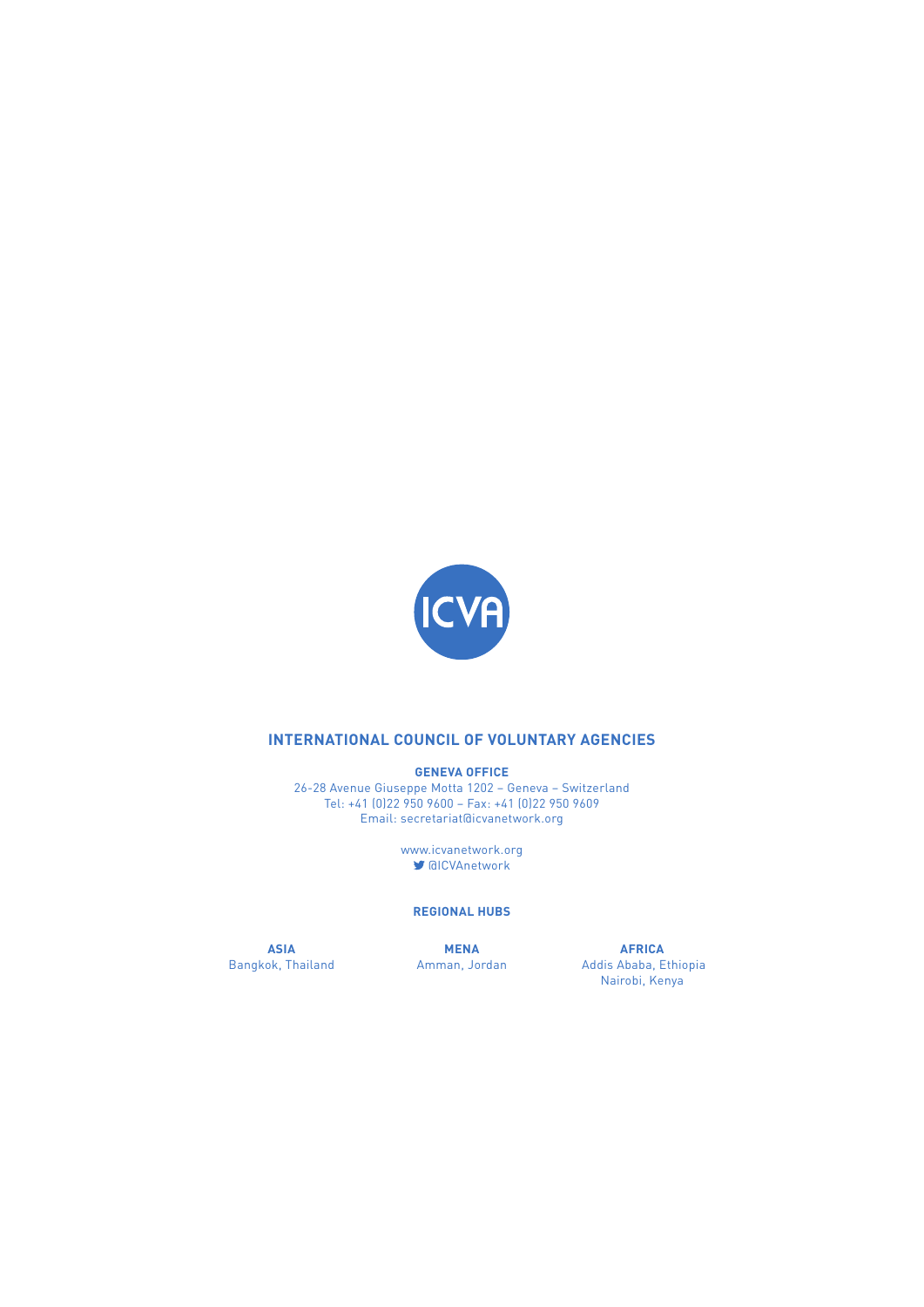ICVA

## INTERNATIONAL COUNCIL OF VOLUNTARY AGENCIES

**GENEVA OFFICE**

26-28 Avenue Giuseppe Motta 1202 – Geneva – Switzerland
Tel: +41 (0)22 950 9600 – Fax: +41 (0)22 950 9609
Email: secretariat@icvanetwork.org

www.icvanetwork.org
@ICVAnetwork

**REGIONAL HUBS**

**ASIA**
Bangkok, Thailand

**MENA**
Amman, Jordan

**AFRICA**
Addis Ababa, Ethiopia
Nairobi, Kenya